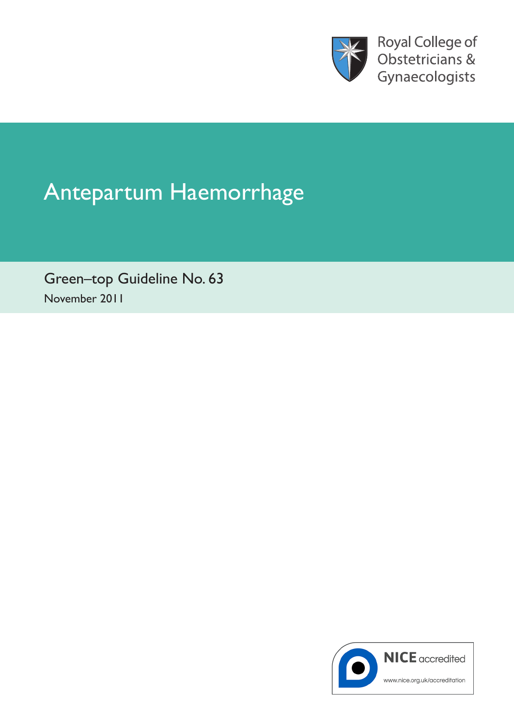Royal College of Obstetricians & Gynaecologists

# Antepartum Haemorrhage

Green–top Guideline No. 63

November 2011

NICE accredited

www.nice.org.uk/accreditation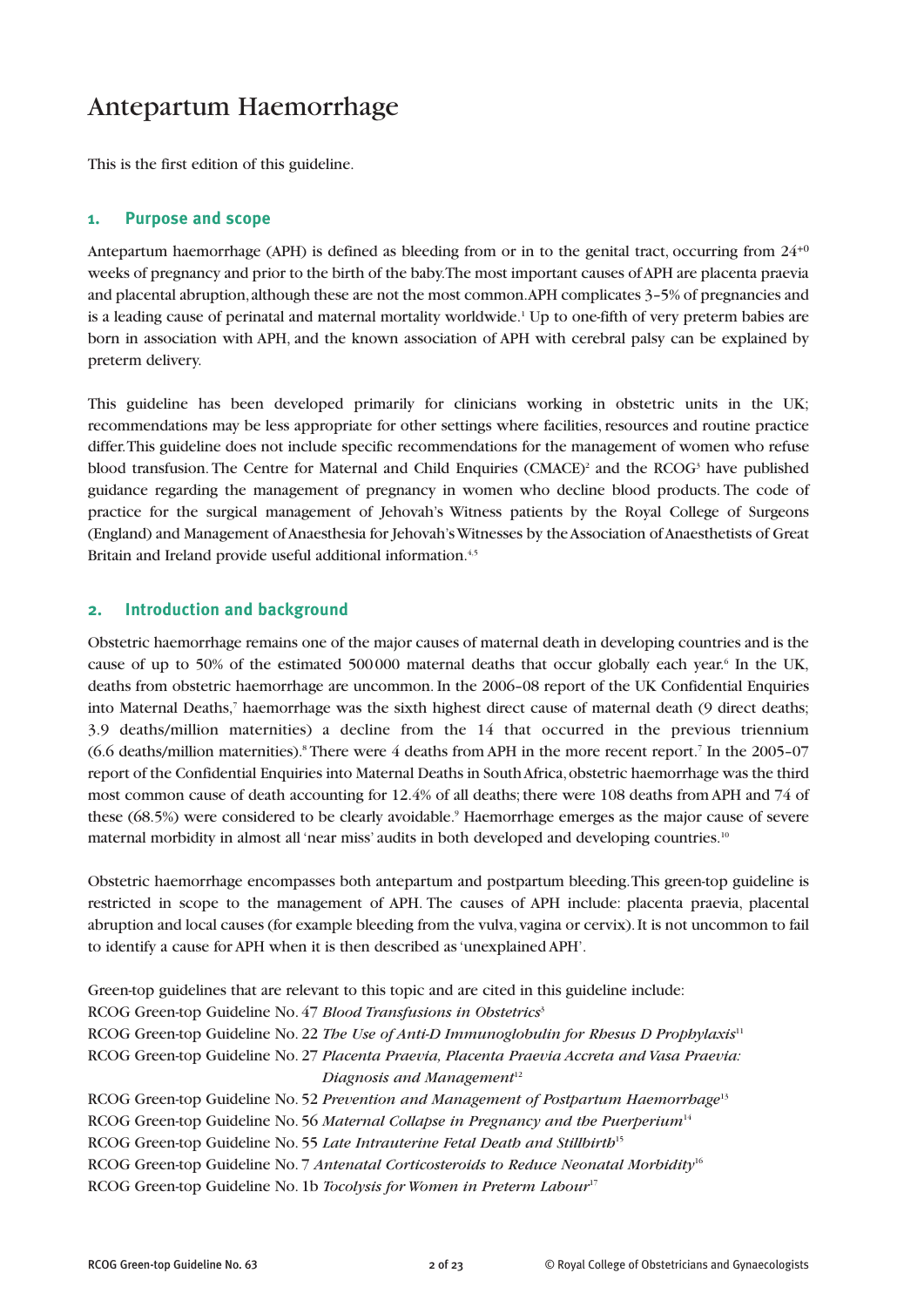# Antepartum Haemorrhage

This is the first edition of this guideline.

## 1. Purpose and scope

Antepartum haemorrhage (APH) is defined as bleeding from or in to the genital tract, occurring from $24^{+0}$ weeks of pregnancy and prior to the birth of the baby. The most important causes of APH are placenta praevia and placental abruption, although these are not the most common. APH complicates 3–5% of pregnancies and is a leading cause of perinatal and maternal mortality worldwide.[1] Up to one-fifth of very preterm babies are born in association with APH, and the known association of APH with cerebral palsy can be explained by preterm delivery.

This guideline has been developed primarily for clinicians working in obstetric units in the UK; recommendations may be less appropriate for other settings where facilities, resources and routine practice differ. This guideline does not include specific recommendations for the management of women who refuse blood transfusion. The Centre for Maternal and Child Enquiries (CMACE)[2] and the RCOG[3] have published guidance regarding the management of pregnancy in women who decline blood products. The code of practice for the surgical management of Jehovah's Witness patients by the Royal College of Surgeons (England) and Management of Anaesthesia for Jehovah's Witnesses by the Association of Anaesthetists of Great Britain and Ireland provide useful additional information.[4,5]

## 2. Introduction and background

Obstetric haemorrhage remains one of the major causes of maternal death in developing countries and is the cause of up to 50% of the estimated 500 000 maternal deaths that occur globally each year.[6] In the UK, deaths from obstetric haemorrhage are uncommon. In the 2006–08 report of the UK Confidential Enquiries into Maternal Deaths,[7] haemorrhage was the sixth highest direct cause of maternal death (9 direct deaths; 3.9 deaths/million maternities) a decline from the 14 that occurred in the previous triennium (6.6 deaths/million maternities).[8] There were 4 deaths from APH in the more recent report.[7] In the 2005–07 report of the Confidential Enquiries into Maternal Deaths in South Africa, obstetric haemorrhage was the third most common cause of death accounting for 12.4% of all deaths; there were 108 deaths from APH and 74 of these (68.5%) were considered to be clearly avoidable.[9] Haemorrhage emerges as the major cause of severe maternal morbidity in almost all 'near miss' audits in both developed and developing countries.[10]

Obstetric haemorrhage encompasses both antepartum and postpartum bleeding. This green-top guideline is restricted in scope to the management of APH. The causes of APH include: placenta praevia, placental abruption and local causes (for example bleeding from the vulva, vagina or cervix). It is not uncommon to fail to identify a cause for APH when it is then described as 'unexplained APH'.

Green-top guidelines that are relevant to this topic and are cited in this guideline include:

RCOG Green-top Guideline No. 47 *Blood Transfusions in Obstetrics*[3]
RCOG Green-top Guideline No. 22 *The Use of Anti-D Immunoglobulin for Rhesus D Prophylaxis*[11]
RCOG Green-top Guideline No. 27 *Placenta Praevia, Placenta Praevia Accreta and Vasa Praevia: Diagnosis and Management*[12]
RCOG Green-top Guideline No. 52 *Prevention and Management of Postpartum Haemorrhage*[13]
RCOG Green-top Guideline No. 56 *Maternal Collapse in Pregnancy and the Puerperium*[14]
RCOG Green-top Guideline No. 55 *Late Intrauterine Fetal Death and Stillbirth*[15]
RCOG Green-top Guideline No. 7 *Antenatal Corticosteroids to Reduce Neonatal Morbidity*[16]
RCOG Green-top Guideline No. 1b *Tocolysis for Women in Preterm Labour*[17]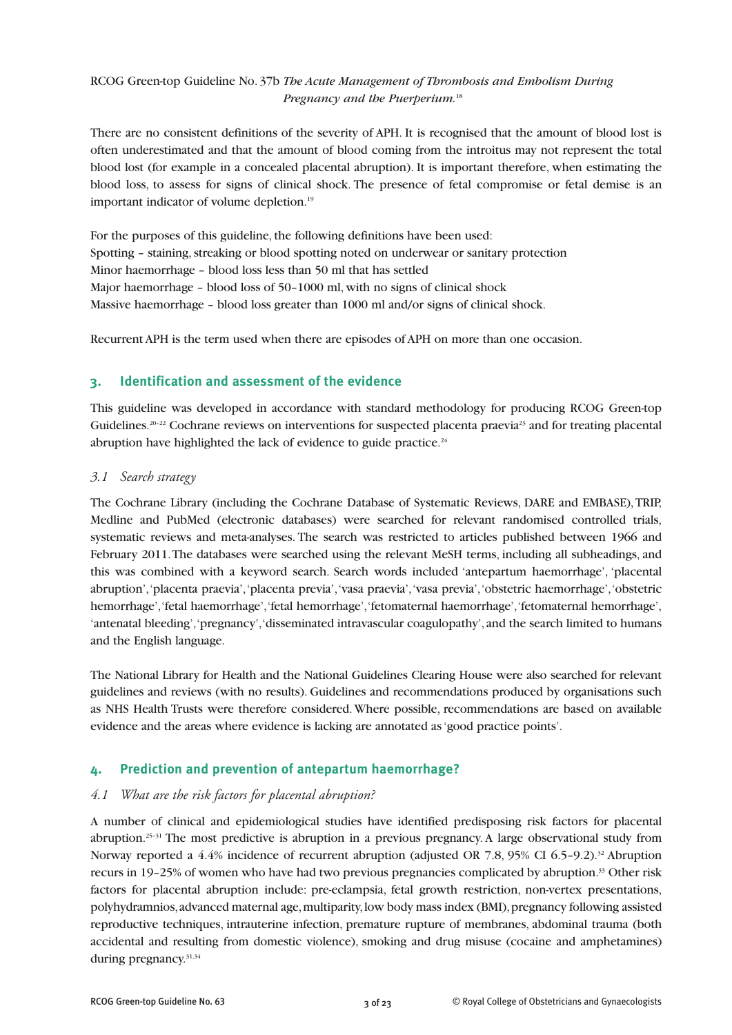RCOG Green-top Guideline No. 37b *The Acute Management of Thrombosis and Embolism During Pregnancy and the Puerperium.*[18]

There are no consistent definitions of the severity of APH. It is recognised that the amount of blood lost is often underestimated and that the amount of blood coming from the introitus may not represent the total blood lost (for example in a concealed placental abruption). It is important therefore, when estimating the blood loss, to assess for signs of clinical shock. The presence of fetal compromise or fetal demise is an important indicator of volume depletion.[19]

For the purposes of this guideline, the following definitions have been used:
Spotting – staining, streaking or blood spotting noted on underwear or sanitary protection
Minor haemorrhage – blood loss less than 50 ml that has settled
Major haemorrhage – blood loss of 50–1000 ml, with no signs of clinical shock
Massive haemorrhage – blood loss greater than 1000 ml and/or signs of clinical shock.

Recurrent APH is the term used when there are episodes of APH on more than one occasion.

## 3. Identification and assessment of the evidence

This guideline was developed in accordance with standard methodology for producing RCOG Green-top Guidelines.[20–22] Cochrane reviews on interventions for suspected placenta praevia[23] and for treating placental abruption have highlighted the lack of evidence to guide practice.[24]

### *3.1 Search strategy*

The Cochrane Library (including the Cochrane Database of Systematic Reviews, DARE and EMBASE), TRIP, Medline and PubMed (electronic databases) were searched for relevant randomised controlled trials, systematic reviews and meta-analyses. The search was restricted to articles published between 1966 and February 2011. The databases were searched using the relevant MeSH terms, including all subheadings, and this was combined with a keyword search. Search words included 'antepartum haemorrhage', 'placental abruption', 'placenta praevia', 'placenta previa', 'vasa praevia', 'vasa previa', 'obstetric haemorrhage', 'obstetric hemorrhage', 'fetal haemorrhage', 'fetal hemorrhage', 'fetomaternal haemorrhage', 'fetomaternal hemorrhage', 'antenatal bleeding', 'pregnancy', 'disseminated intravascular coagulopathy', and the search limited to humans and the English language.

The National Library for Health and the National Guidelines Clearing House were also searched for relevant guidelines and reviews (with no results). Guidelines and recommendations produced by organisations such as NHS Health Trusts were therefore considered. Where possible, recommendations are based on available evidence and the areas where evidence is lacking are annotated as 'good practice points'.

## 4. Prediction and prevention of antepartum haemorrhage?

### *4.1 What are the risk factors for placental abruption?*

A number of clinical and epidemiological studies have identified predisposing risk factors for placental abruption.[25–31] The most predictive is abruption in a previous pregnancy. A large observational study from Norway reported a 4.4% incidence of recurrent abruption (adjusted OR 7.8, 95% CI 6.5–9.2).[32] Abruption recurs in 19–25% of women who have had two previous pregnancies complicated by abruption.[33] Other risk factors for placental abruption include: pre-eclampsia, fetal growth restriction, non-vertex presentations, polyhydramnios, advanced maternal age, multiparity, low body mass index (BMI), pregnancy following assisted reproductive techniques, intrauterine infection, premature rupture of membranes, abdominal trauma (both accidental and resulting from domestic violence), smoking and drug misuse (cocaine and amphetamines) during pregnancy.[31,34]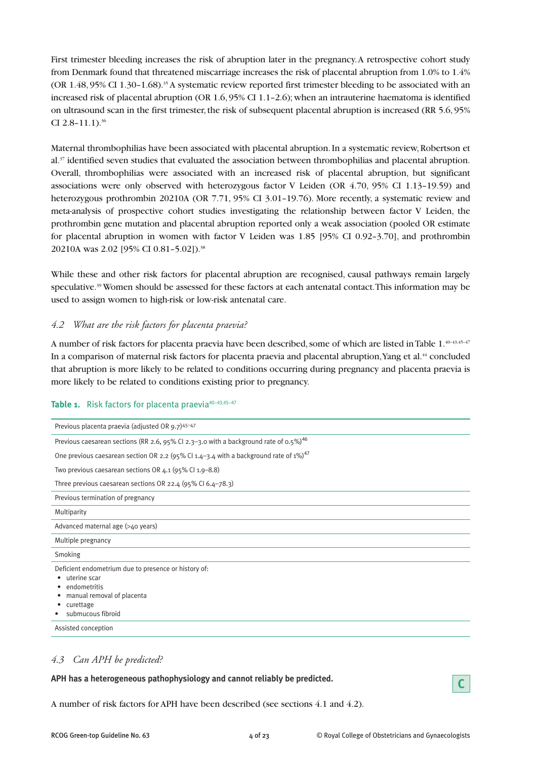First trimester bleeding increases the risk of abruption later in the pregnancy. A retrospective cohort study from Denmark found that threatened miscarriage increases the risk of placental abruption from 1.0% to 1.4% (OR 1.48, 95% CI 1.30–1.68).[35] A systematic review reported first trimester bleeding to be associated with an increased risk of placental abruption (OR 1.6, 95% CI 1.1–2.6); when an intrauterine haematoma is identified on ultrasound scan in the first trimester, the risk of subsequent placental abruption is increased (RR 5.6, 95% CI 2.8–11.1).[36]

Maternal thrombophilias have been associated with placental abruption. In a systematic review, Robertson et al.[37] identified seven studies that evaluated the association between thrombophilias and placental abruption. Overall, thrombophilias were associated with an increased risk of placental abruption, but significant associations were only observed with heterozygous factor V Leiden (OR 4.70, 95% CI 1.13–19.59) and heterozygous prothrombin 20210A (OR 7.71, 95% CI 3.01–19.76). More recently, a systematic review and meta-analysis of prospective cohort studies investigating the relationship between factor V Leiden, the prothrombin gene mutation and placental abruption reported only a weak association (pooled OR estimate for placental abruption in women with factor V Leiden was 1.85 [95% CI 0.92–3.70], and prothrombin 20210A was 2.02 [95% CI 0.81–5.02]).[38]

While these and other risk factors for placental abruption are recognised, causal pathways remain largely speculative.[39] Women should be assessed for these factors at each antenatal contact. This information may be used to assign women to high-risk or low-risk antenatal care.

### *4.2 What are the risk factors for placenta praevia?*

A number of risk factors for placenta praevia have been described, some of which are listed in Table 1.[40–43,45–47] In a comparison of maternal risk factors for placenta praevia and placental abruption, Yang et al.[44] concluded that abruption is more likely to be related to conditions occurring during pregnancy and placenta praevia is more likely to be related to conditions existing prior to pregnancy.

**Table 1.** Risk factors for placenta praevia[40–43,45–47]

| Risk factor |
|---|
| Previous placenta praevia (adjusted OR 9.7)[45–47] |
| Previous caesarean sections (RR 2.6, 95% CI 2.3–3.0 with a background rate of 0.5%)[46] <br> One previous caesarean section OR 2.2 (95% CI 1.4–3.4 with a background rate of 1%)[47] <br> Two previous caesarean sections OR 4.1 (95% CI 1.9–8.8) <br> Three previous caesarean sections OR 22.4 (95% CI 6.4–78.3) |
| Previous termination of pregnancy |
| Multiparity |
| Advanced maternal age (>40 years) |
| Multiple pregnancy |
| Smoking |
| Deficient endometrium due to presence or history of: <br> • uterine scar <br> • endometritis <br> • manual removal of placenta <br> • curettage <br> • submucous fibroid |
| Assisted conception |

### *4.3 Can APH be predicted?*

**APH has a heterogeneous pathophysiology and cannot reliably be predicted.** **C**

A number of risk factors for APH have been described (see sections 4.1 and 4.2).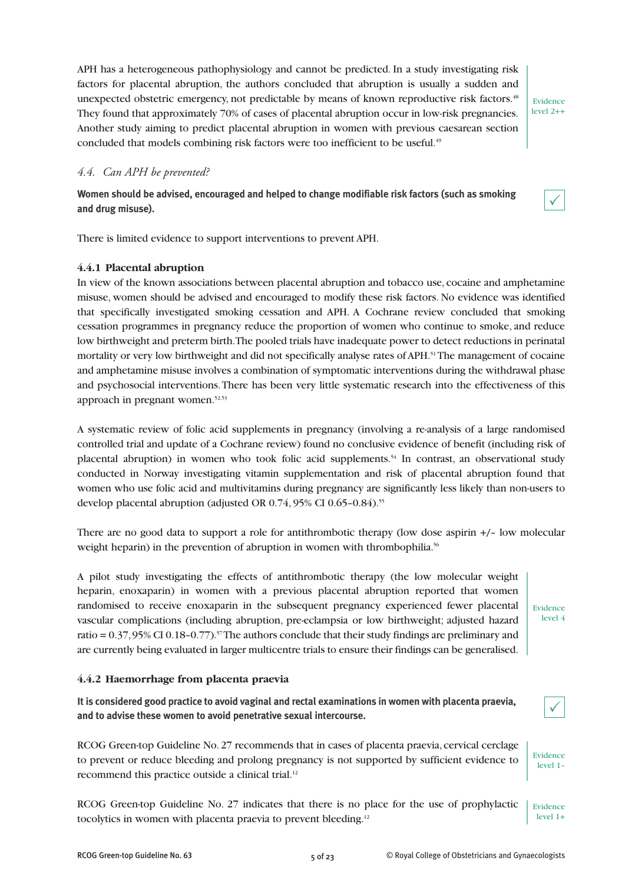APH has a heterogeneous pathophysiology and cannot be predicted. In a study investigating risk factors for placental abruption, the authors concluded that abruption is usually a sudden and unexpected obstetric emergency, not predictable by means of known reproductive risk factors.[48] They found that approximately 70% of cases of placental abruption occur in low-risk pregnancies. Another study aiming to predict placental abruption in women with previous caesarean section concluded that models combining risk factors were too inefficient to be useful.[49]

Evidence level 2++

### *4.4. Can APH be prevented?*

**Women should be advised, encouraged and helped to change modifiable risk factors (such as smoking and drug misuse).**

✓

There is limited evidence to support interventions to prevent APH.

#### 4.4.1 Placental abruption

In view of the known associations between placental abruption and tobacco use, cocaine and amphetamine misuse, women should be advised and encouraged to modify these risk factors. No evidence was identified that specifically investigated smoking cessation and APH. A Cochrane review concluded that smoking cessation programmes in pregnancy reduce the proportion of women who continue to smoke, and reduce low birthweight and preterm birth. The pooled trials have inadequate power to detect reductions in perinatal mortality or very low birthweight and did not specifically analyse rates of APH.[51] The management of cocaine and amphetamine misuse involves a combination of symptomatic interventions during the withdrawal phase and psychosocial interventions. There has been very little systematic research into the effectiveness of this approach in pregnant women.[52,53]

A systematic review of folic acid supplements in pregnancy (involving a re-analysis of a large randomised controlled trial and update of a Cochrane review) found no conclusive evidence of benefit (including risk of placental abruption) in women who took folic acid supplements.[54] In contrast, an observational study conducted in Norway investigating vitamin supplementation and risk of placental abruption found that women who use folic acid and multivitamins during pregnancy are significantly less likely than non-users to develop placental abruption (adjusted OR 0.74, 95% CI 0.65–0.84).[55]

There are no good data to support a role for antithrombotic therapy (low dose aspirin +/– low molecular weight heparin) in the prevention of abruption in women with thrombophilia.[56]

A pilot study investigating the effects of antithrombotic therapy (the low molecular weight heparin, enoxaparin) in women with a previous placental abruption reported that women randomised to receive enoxaparin in the subsequent pregnancy experienced fewer placental vascular complications (including abruption, pre-eclampsia or low birthweight; adjusted hazard ratio = 0.37, 95% CI 0.18–0.77).[57] The authors conclude that their study findings are preliminary and are currently being evaluated in larger multicentre trials to ensure their findings can be generalised.

Evidence level 4

#### 4.4.2 Haemorrhage from placenta praevia

**It is considered good practice to avoid vaginal and rectal examinations in women with placenta praevia, and to advise these women to avoid penetrative sexual intercourse.**

✓

RCOG Green-top Guideline No. 27 recommends that in cases of placenta praevia, cervical cerclage to prevent or reduce bleeding and prolong pregnancy is not supported by sufficient evidence to recommend this practice outside a clinical trial.[12]

Evidence level 1–

RCOG Green-top Guideline No. 27 indicates that there is no place for the use of prophylactic tocolytics in women with placenta praevia to prevent bleeding.[12]

Evidence level 1+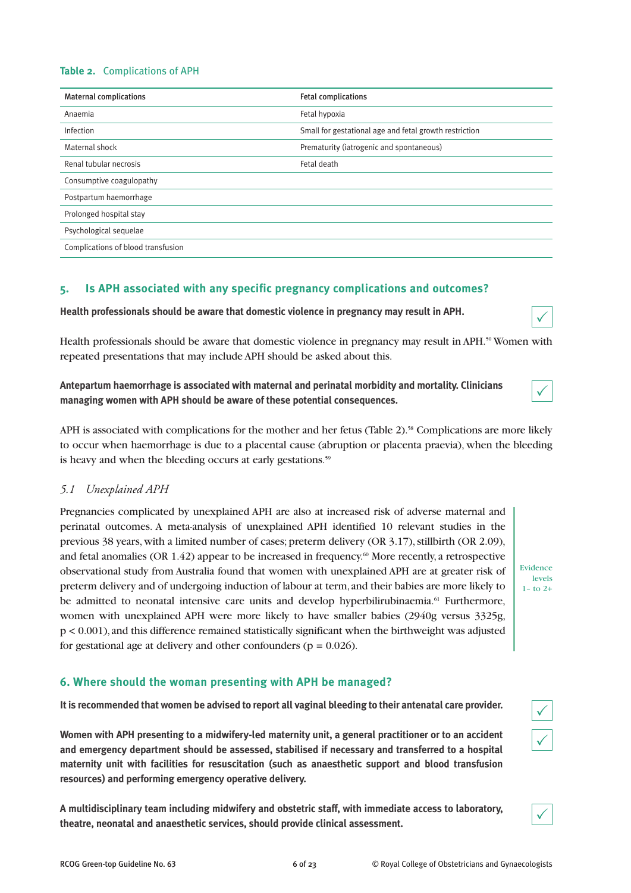**Table 2.** Complications of APH

| Maternal complications | Fetal complications |
|---|---|
| Anaemia | Fetal hypoxia |
| Infection | Small for gestational age and fetal growth restriction |
| Maternal shock | Prematurity (iatrogenic and spontaneous) |
| Renal tubular necrosis | Fetal death |
| Consumptive coagulopathy | |
| Postpartum haemorrhage | |
| Prolonged hospital stay | |
| Psychological sequelae | |
| Complications of blood transfusion | |

## 5. Is APH associated with any specific pregnancy complications and outcomes?

**Health professionals should be aware that domestic violence in pregnancy may result in APH.** ✓

Health professionals should be aware that domestic violence in pregnancy may result in APH.[50] Women with repeated presentations that may include APH should be asked about this.

**Antepartum haemorrhage is associated with maternal and perinatal morbidity and mortality. Clinicians managing women with APH should be aware of these potential consequences.** ✓

APH is associated with complications for the mother and her fetus (Table 2).[58] Complications are more likely to occur when haemorrhage is due to a placental cause (abruption or placenta praevia), when the bleeding is heavy and when the bleeding occurs at early gestations.[59]

### *5.1 Unexplained APH*

Pregnancies complicated by unexplained APH are also at increased risk of adverse maternal and perinatal outcomes. A meta-analysis of unexplained APH identified 10 relevant studies in the previous 38 years, with a limited number of cases; preterm delivery (OR 3.17), stillbirth (OR 2.09), and fetal anomalies (OR 1.42) appear to be increased in frequency.[60] More recently, a retrospective observational study from Australia found that women with unexplained APH are at greater risk of preterm delivery and of undergoing induction of labour at term, and their babies are more likely to be admitted to neonatal intensive care units and develop hyperbilirubinaemia.[61] Furthermore, women with unexplained APH were more likely to have smaller babies (2940g versus 3325g, $p < 0.001$), and this difference remained statistically significant when the birthweight was adjusted for gestational age at delivery and other confounders ($p = 0.026$).

Evidence levels 1– to 2+

## 6. Where should the woman presenting with APH be managed?

**It is recommended that women be advised to report all vaginal bleeding to their antenatal care provider.** ✓

**Women with APH presenting to a midwifery-led maternity unit, a general practitioner or to an accident and emergency department should be assessed, stabilised if necessary and transferred to a hospital maternity unit with facilities for resuscitation (such as anaesthetic support and blood transfusion resources) and performing emergency operative delivery.** ✓

**A multidisciplinary team including midwifery and obstetric staff, with immediate access to laboratory, theatre, neonatal and anaesthetic services, should provide clinical assessment.** ✓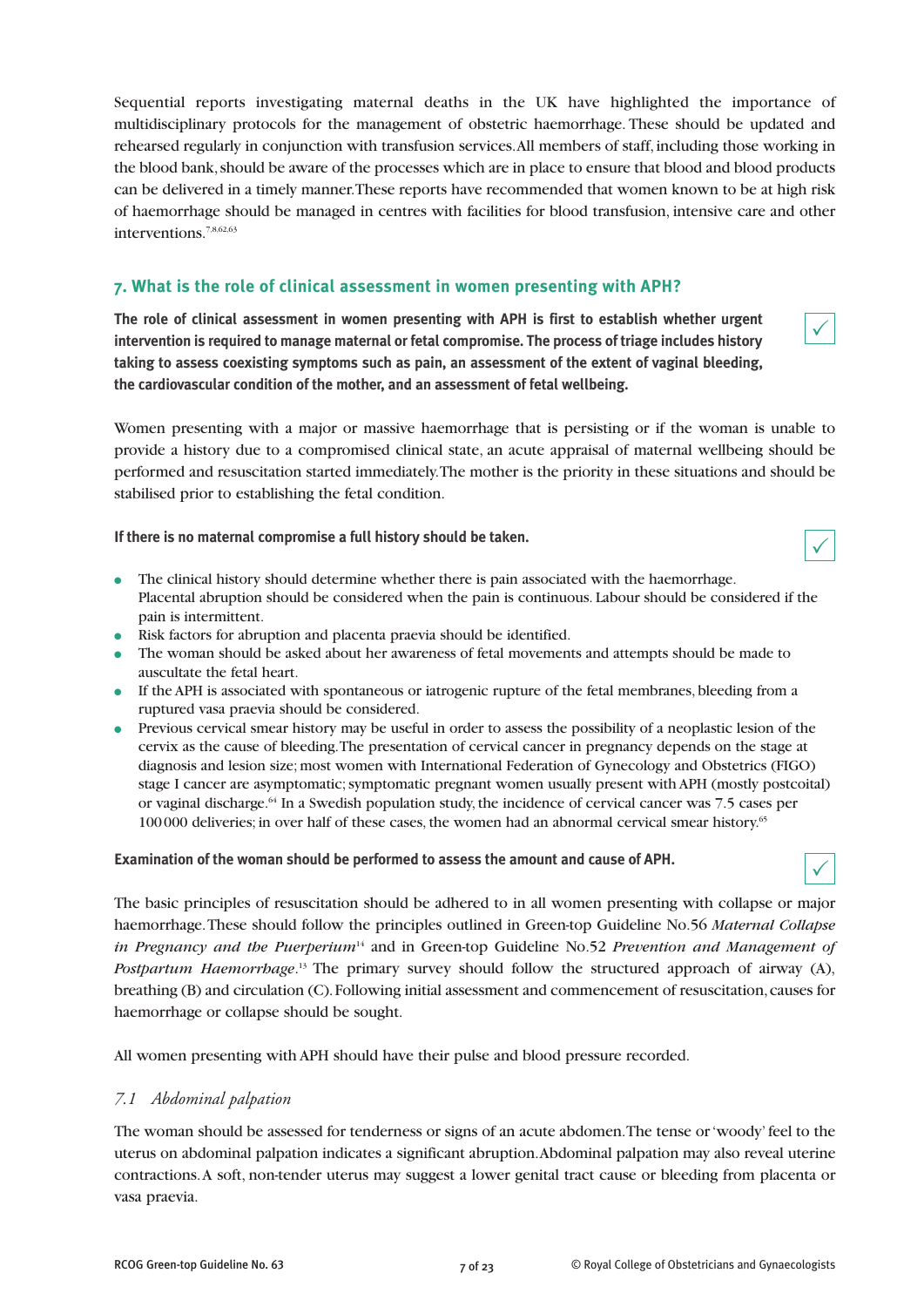Sequential reports investigating maternal deaths in the UK have highlighted the importance of multidisciplinary protocols for the management of obstetric haemorrhage. These should be updated and rehearsed regularly in conjunction with transfusion services. All members of staff, including those working in the blood bank, should be aware of the processes which are in place to ensure that blood and blood products can be delivered in a timely manner. These reports have recommended that women known to be at high risk of haemorrhage should be managed in centres with facilities for blood transfusion, intensive care and other interventions.[7,8,62,63]

## 7. What is the role of clinical assessment in women presenting with APH?

**The role of clinical assessment in women presenting with APH is first to establish whether urgent intervention is required to manage maternal or fetal compromise. The process of triage includes history taking to assess coexisting symptoms such as pain, an assessment of the extent of vaginal bleeding, the cardiovascular condition of the mother, and an assessment of fetal wellbeing.** ✓

Women presenting with a major or massive haemorrhage that is persisting or if the woman is unable to provide a history due to a compromised clinical state, an acute appraisal of maternal wellbeing should be performed and resuscitation started immediately. The mother is the priority in these situations and should be stabilised prior to establishing the fetal condition.

**If there is no maternal compromise a full history should be taken.** ✓

- The clinical history should determine whether there is pain associated with the haemorrhage. Placental abruption should be considered when the pain is continuous. Labour should be considered if the pain is intermittent.
- Risk factors for abruption and placenta praevia should be identified.
- The woman should be asked about her awareness of fetal movements and attempts should be made to auscultate the fetal heart.
- If the APH is associated with spontaneous or iatrogenic rupture of the fetal membranes, bleeding from a ruptured vasa praevia should be considered.
- Previous cervical smear history may be useful in order to assess the possibility of a neoplastic lesion of the cervix as the cause of bleeding. The presentation of cervical cancer in pregnancy depends on the stage at diagnosis and lesion size; most women with International Federation of Gynecology and Obstetrics (FIGO) stage I cancer are asymptomatic; symptomatic pregnant women usually present with APH (mostly postcoital) or vaginal discharge.[64] In a Swedish population study, the incidence of cervical cancer was 7.5 cases per 100 000 deliveries; in over half of these cases, the women had an abnormal cervical smear history.[65]

**Examination of the woman should be performed to assess the amount and cause of APH.** ✓

The basic principles of resuscitation should be adhered to in all women presenting with collapse or major haemorrhage. These should follow the principles outlined in Green-top Guideline No. 56 *Maternal Collapse in Pregnancy and the Puerperium*[14] and in Green-top Guideline No. 52 *Prevention and Management of Postpartum Haemorrhage*.[13] The primary survey should follow the structured approach of airway (A), breathing (B) and circulation (C). Following initial assessment and commencement of resuscitation, causes for haemorrhage or collapse should be sought.

All women presenting with APH should have their pulse and blood pressure recorded.

### *7.1 Abdominal palpation*

The woman should be assessed for tenderness or signs of an acute abdomen. The tense or 'woody' feel to the uterus on abdominal palpation indicates a significant abruption. Abdominal palpation may also reveal uterine contractions. A soft, non-tender uterus may suggest a lower genital tract cause or bleeding from placenta or vasa praevia.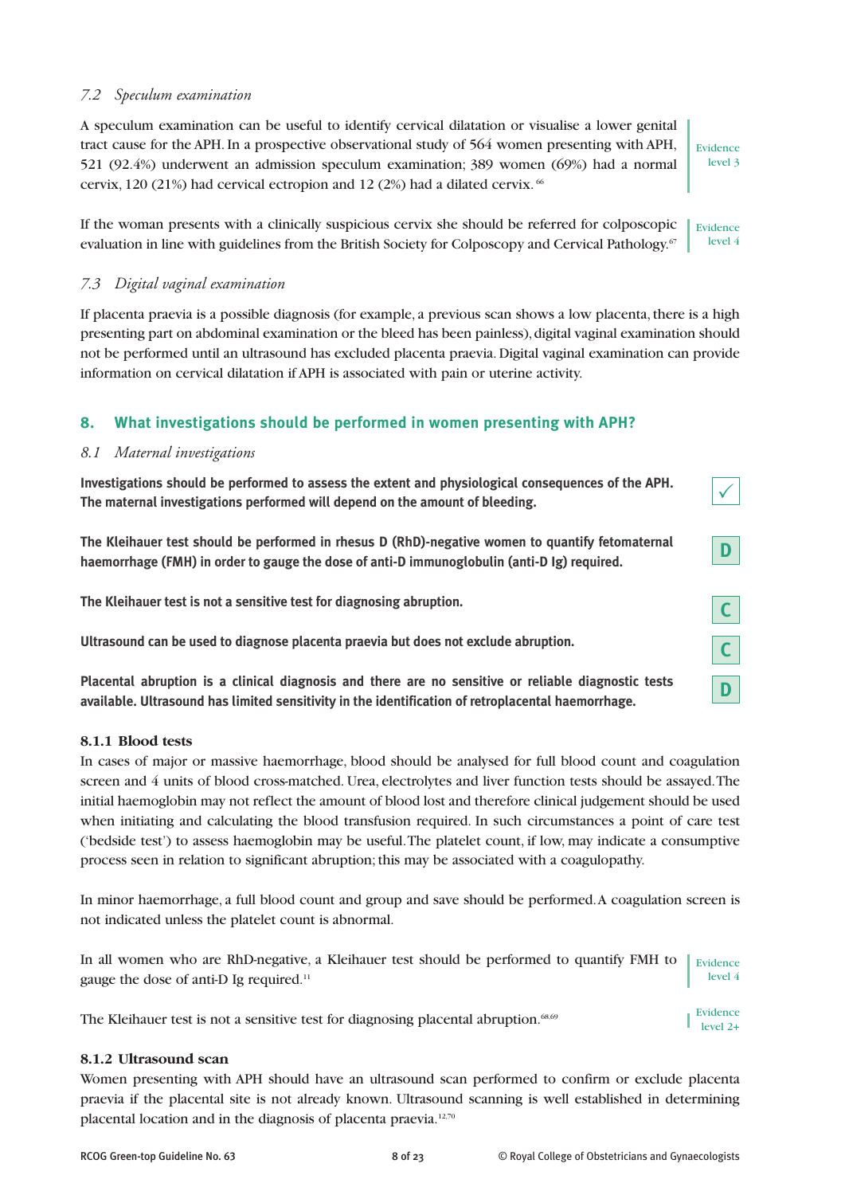### *7.2 Speculum examination*

A speculum examination can be useful to identify cervical dilatation or visualise a lower genital tract cause for the APH. In a prospective observational study of 564 women presenting with APH, 521 (92.4%) underwent an admission speculum examination; 389 women (69%) had a normal cervix, 120 (21%) had cervical ectropion and 12 (2%) had a dilated cervix.[66]

Evidence level 3

If the woman presents with a clinically suspicious cervix she should be referred for colposcopic evaluation in line with guidelines from the British Society for Colposcopy and Cervical Pathology.[67]

Evidence level 4

### *7.3 Digital vaginal examination*

If placenta praevia is a possible diagnosis (for example, a previous scan shows a low placenta, there is a high presenting part on abdominal examination or the bleed has been painless), digital vaginal examination should not be performed until an ultrasound has excluded placenta praevia. Digital vaginal examination can provide information on cervical dilatation if APH is associated with pain or uterine activity.

## 8. What investigations should be performed in women presenting with APH?

### *8.1 Maternal investigations*

**Investigations should be performed to assess the extent and physiological consequences of the APH. The maternal investigations performed will depend on the amount of bleeding.** ✓

**The Kleihauer test should be performed in rhesus D (RhD)-negative women to quantify fetomaternal haemorrhage (FMH) in order to gauge the dose of anti-D immunoglobulin (anti-D Ig) required.** D

**The Kleihauer test is not a sensitive test for diagnosing abruption.** C

**Ultrasound can be used to diagnose placenta praevia but does not exclude abruption.** C

**Placental abruption is a clinical diagnosis and there are no sensitive or reliable diagnostic tests available. Ultrasound has limited sensitivity in the identification of retroplacental haemorrhage.** D

#### 8.1.1 Blood tests

In cases of major or massive haemorrhage, blood should be analysed for full blood count and coagulation screen and 4 units of blood cross-matched. Urea, electrolytes and liver function tests should be assayed. The initial haemoglobin may not reflect the amount of blood lost and therefore clinical judgement should be used when initiating and calculating the blood transfusion required. In such circumstances a point of care test ('bedside test') to assess haemoglobin may be useful. The platelet count, if low, may indicate a consumptive process seen in relation to significant abruption; this may be associated with a coagulopathy.

In minor haemorrhage, a full blood count and group and save should be performed. A coagulation screen is not indicated unless the platelet count is abnormal.

In all women who are RhD-negative, a Kleihauer test should be performed to quantify FMH to gauge the dose of anti-D Ig required.[11]

Evidence level 4

The Kleihauer test is not a sensitive test for diagnosing placental abruption.[68,69]

Evidence level 2+

#### 8.1.2 Ultrasound scan

Women presenting with APH should have an ultrasound scan performed to confirm or exclude placenta praevia if the placental site is not already known. Ultrasound scanning is well established in determining placental location and in the diagnosis of placenta praevia.[12,70]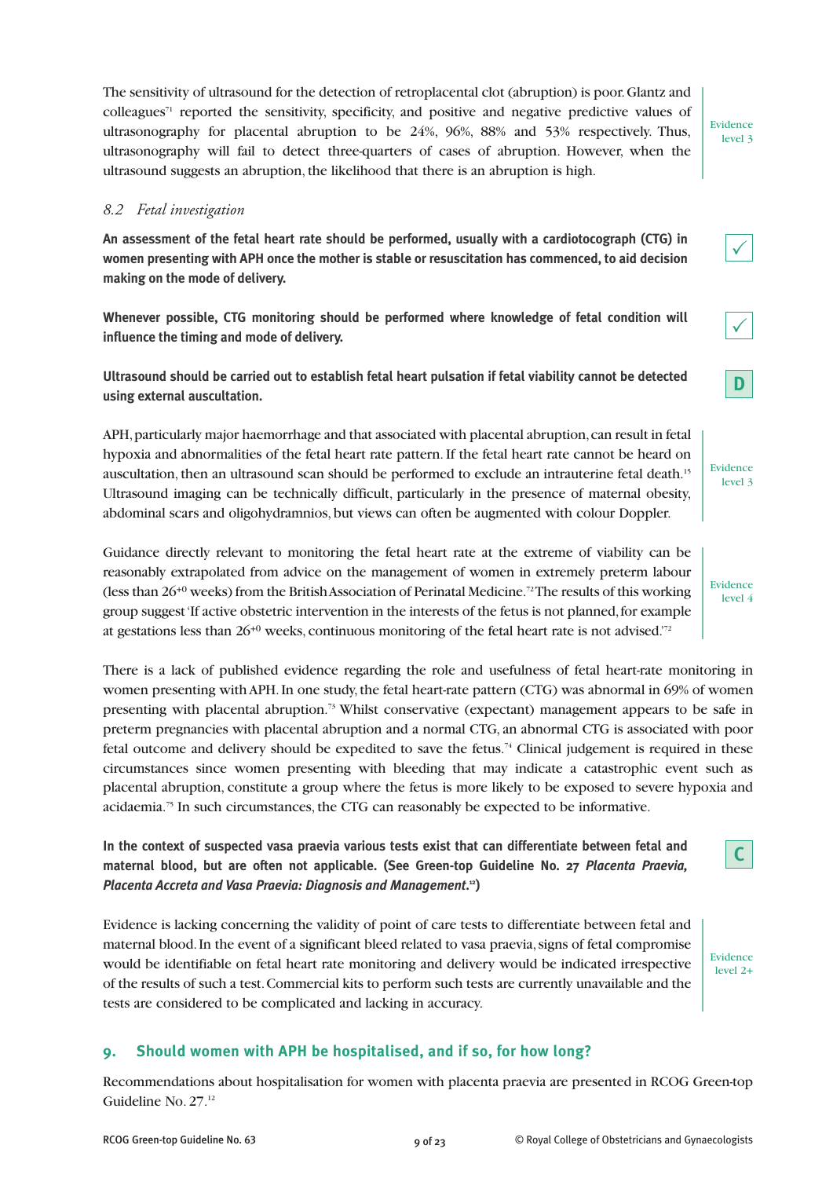The sensitivity of ultrasound for the detection of retroplacental clot (abruption) is poor. Glantz and colleagues[71] reported the sensitivity, specificity, and positive and negative predictive values of ultrasonography for placental abruption to be 24%, 96%, 88% and 53% respectively. Thus, ultrasonography will fail to detect three-quarters of cases of abruption. However, when the ultrasound suggests an abruption, the likelihood that there is an abruption is high.

Evidence level 3

### *8.2 Fetal investigation*

**An assessment of the fetal heart rate should be performed, usually with a cardiotocograph (CTG) in women presenting with APH once the mother is stable or resuscitation has commenced, to aid decision making on the mode of delivery.**

✓

**Whenever possible, CTG monitoring should be performed where knowledge of fetal condition will influence the timing and mode of delivery.**

✓

**Ultrasound should be carried out to establish fetal heart pulsation if fetal viability cannot be detected using external auscultation.**

D

APH, particularly major haemorrhage and that associated with placental abruption, can result in fetal hypoxia and abnormalities of the fetal heart rate pattern. If the fetal heart rate cannot be heard on auscultation, then an ultrasound scan should be performed to exclude an intrauterine fetal death.[15] Ultrasound imaging can be technically difficult, particularly in the presence of maternal obesity, abdominal scars and oligohydramnios, but views can often be augmented with colour Doppler.

Evidence level 3

Guidance directly relevant to monitoring the fetal heart rate at the extreme of viability can be reasonably extrapolated from advice on the management of women in extremely preterm labour (less than $26^{+0}$ weeks) from the British Association of Perinatal Medicine.[72] The results of this working group suggest 'If active obstetric intervention in the interests of the fetus is not planned, for example at gestations less than $26^{+0}$ weeks, continuous monitoring of the fetal heart rate is not advised.'[72]

Evidence level 4

There is a lack of published evidence regarding the role and usefulness of fetal heart-rate monitoring in women presenting with APH. In one study, the fetal heart-rate pattern (CTG) was abnormal in 69% of women presenting with placental abruption.[73] Whilst conservative (expectant) management appears to be safe in preterm pregnancies with placental abruption and a normal CTG, an abnormal CTG is associated with poor fetal outcome and delivery should be expedited to save the fetus.[74] Clinical judgement is required in these circumstances since women presenting with bleeding that may indicate a catastrophic event such as placental abruption, constitute a group where the fetus is more likely to be exposed to severe hypoxia and acidaemia.[75] In such circumstances, the CTG can reasonably be expected to be informative.

**In the context of suspected vasa praevia various tests exist that can differentiate between fetal and maternal blood, but are often not applicable. (See Green-top Guideline No. 27 *Placenta Praevia, Placenta Accreta and Vasa Praevia: Diagnosis and Management*.[12])**

C

Evidence is lacking concerning the validity of point of care tests to differentiate between fetal and maternal blood. In the event of a significant bleed related to vasa praevia, signs of fetal compromise would be identifiable on fetal heart rate monitoring and delivery would be indicated irrespective of the results of such a test. Commercial kits to perform such tests are currently unavailable and the tests are considered to be complicated and lacking in accuracy.

Evidence level 2+

## 9. Should women with APH be hospitalised, and if so, for how long?

Recommendations about hospitalisation for women with placenta praevia are presented in RCOG Green-top Guideline No. 27.[12]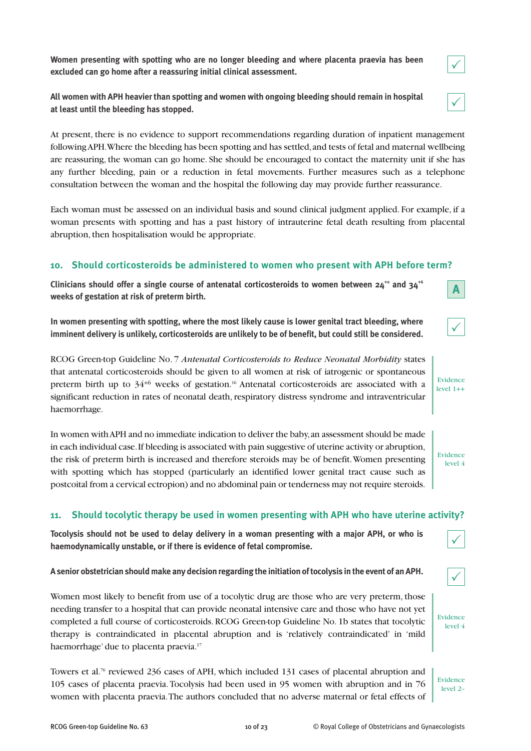**Women presenting with spotting who are no longer bleeding and where placenta praevia has been excluded can go home after a reassuring initial clinical assessment.** ✓

**All women with APH heavier than spotting and women with ongoing bleeding should remain in hospital at least until the bleeding has stopped.** ✓

At present, there is no evidence to support recommendations regarding duration of inpatient management following APH. Where the bleeding has been spotting and has settled, and tests of fetal and maternal wellbeing are reassuring, the woman can go home. She should be encouraged to contact the maternity unit if she has any further bleeding, pain or a reduction in fetal movements. Further measures such as a telephone consultation between the woman and the hospital the following day may provide further reassurance.

Each woman must be assessed on an individual basis and sound clinical judgment applied. For example, if a woman presents with spotting and has a past history of intrauterine fetal death resulting from placental abruption, then hospitalisation would be appropriate.

## 10. Should corticosteroids be administered to women who present with APH before term?

**Clinicians should offer a single course of antenatal corticosteroids to women between $24^{+0}$ and $34^{+6}$ weeks of gestation at risk of preterm birth.** **A**

**In women presenting with spotting, where the most likely cause is lower genital tract bleeding, where imminent delivery is unlikely, corticosteroids are unlikely to be of benefit, but could still be considered.** ✓

RCOG Green-top Guideline No. 7 *Antenatal Corticosteroids to Reduce Neonatal Morbidity* states that antenatal corticosteroids should be given to all women at risk of iatrogenic or spontaneous preterm birth up to $34^{+6}$ weeks of gestation.[16] Antenatal corticosteroids are associated with a significant reduction in rates of neonatal death, respiratory distress syndrome and intraventricular haemorrhage.

Evidence level 1++

In women with APH and no immediate indication to deliver the baby, an assessment should be made in each individual case. If bleeding is associated with pain suggestive of uterine activity or abruption, the risk of preterm birth is increased and therefore steroids may be of benefit. Women presenting with spotting which has stopped (particularly an identified lower genital tract cause such as postcoital from a cervical ectropion) and no abdominal pain or tenderness may not require steroids.

Evidence level 4

## 11. Should tocolytic therapy be used in women presenting with APH who have uterine activity?

**Tocolysis should not be used to delay delivery in a woman presenting with a major APH, or who is haemodynamically unstable, or if there is evidence of fetal compromise.** ✓

**A senior obstetrician should make any decision regarding the initiation of tocolysis in the event of an APH.** ✓

Women most likely to benefit from use of a tocolytic drug are those who are very preterm, those needing transfer to a hospital that can provide neonatal intensive care and those who have not yet completed a full course of corticosteroids. RCOG Green-top Guideline No. 1b states that tocolytic therapy is contraindicated in placental abruption and is 'relatively contraindicated' in 'mild haemorrhage' due to placenta praevia.[17]

Evidence level 4

Towers et al.[76] reviewed 236 cases of APH, which included 131 cases of placental abruption and 105 cases of placenta praevia. Tocolysis had been used in 95 women with abruption and in 76 women with placenta praevia. The authors concluded that no adverse maternal or fetal effects of

Evidence level 2–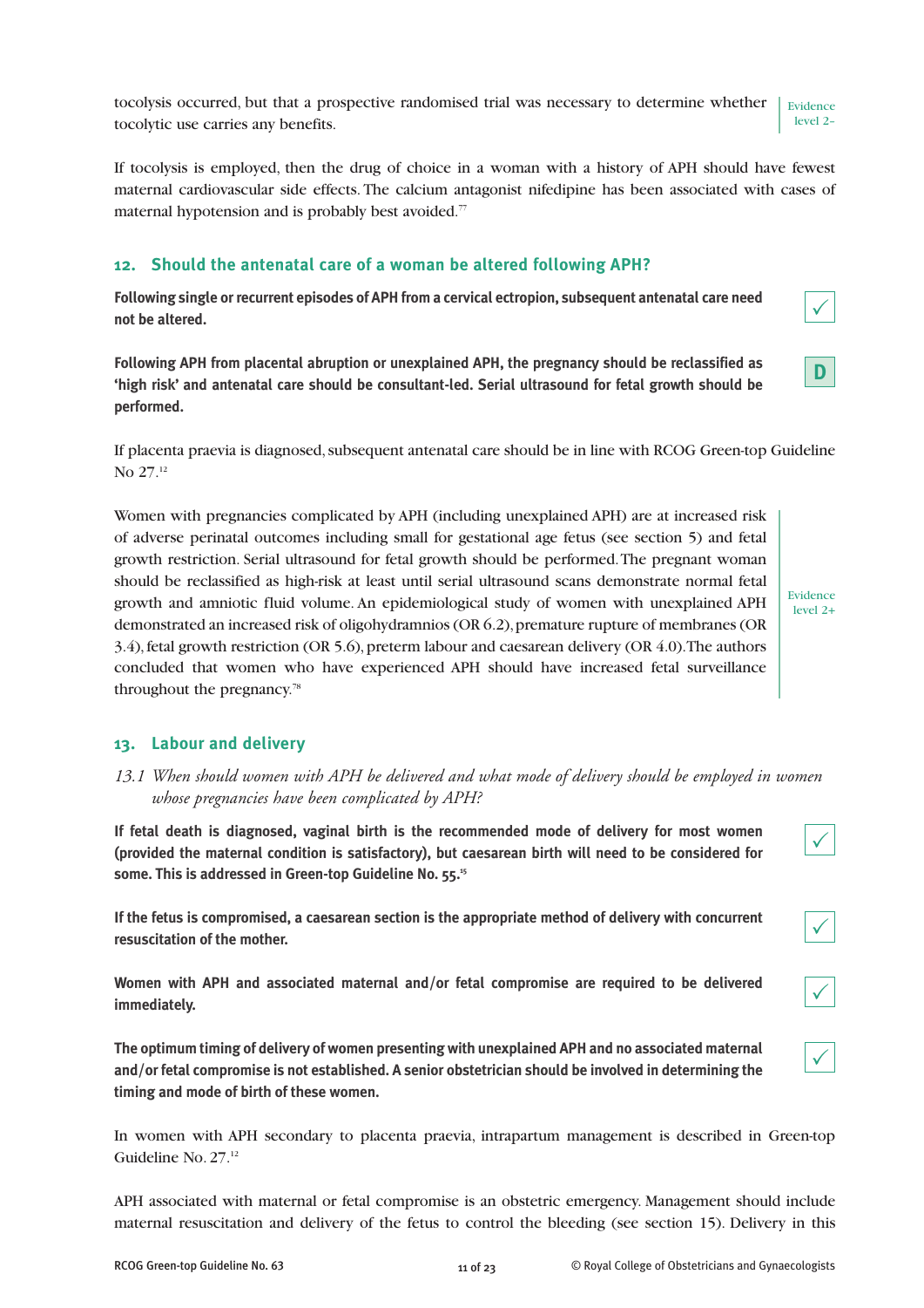tocolysis occurred, but that a prospective randomised trial was necessary to determine whether tocolytic use carries any benefits.

Evidence level 2–

If tocolysis is employed, then the drug of choice in a woman with a history of APH should have fewest maternal cardiovascular side effects. The calcium antagonist nifedipine has been associated with cases of maternal hypotension and is probably best avoided.[77]

## 12. Should the antenatal care of a woman be altered following APH?

**Following single or recurrent episodes of APH from a cervical ectropion, subsequent antenatal care need not be altered.**

✓

**Following APH from placental abruption or unexplained APH, the pregnancy should be reclassified as 'high risk' and antenatal care should be consultant-led. Serial ultrasound for fetal growth should be performed.**

D

If placenta praevia is diagnosed, subsequent antenatal care should be in line with RCOG Green-top Guideline No 27.[12]

Women with pregnancies complicated by APH (including unexplained APH) are at increased risk of adverse perinatal outcomes including small for gestational age fetus (see section 5) and fetal growth restriction. Serial ultrasound for fetal growth should be performed. The pregnant woman should be reclassified as high-risk at least until serial ultrasound scans demonstrate normal fetal growth and amniotic fluid volume. An epidemiological study of women with unexplained APH demonstrated an increased risk of oligohydramnios (OR 6.2), premature rupture of membranes (OR 3.4), fetal growth restriction (OR 5.6), preterm labour and caesarean delivery (OR 4.0). The authors concluded that women who have experienced APH should have increased fetal surveillance throughout the pregnancy.[78]

Evidence level 2+

## 13. Labour and delivery

*13.1 When should women with APH be delivered and what mode of delivery should be employed in women whose pregnancies have been complicated by APH?*

**If fetal death is diagnosed, vaginal birth is the recommended mode of delivery for most women (provided the maternal condition is satisfactory), but caesarean birth will need to be considered for some. This is addressed in Green-top Guideline No. 55.[15]**

✓

**If the fetus is compromised, a caesarean section is the appropriate method of delivery with concurrent resuscitation of the mother.**

✓

**Women with APH and associated maternal and/or fetal compromise are required to be delivered immediately.**

✓

**The optimum timing of delivery of women presenting with unexplained APH and no associated maternal and/or fetal compromise is not established. A senior obstetrician should be involved in determining the timing and mode of birth of these women.**

✓

In women with APH secondary to placenta praevia, intrapartum management is described in Green-top Guideline No. 27.[12]

APH associated with maternal or fetal compromise is an obstetric emergency. Management should include maternal resuscitation and delivery of the fetus to control the bleeding (see section 15). Delivery in this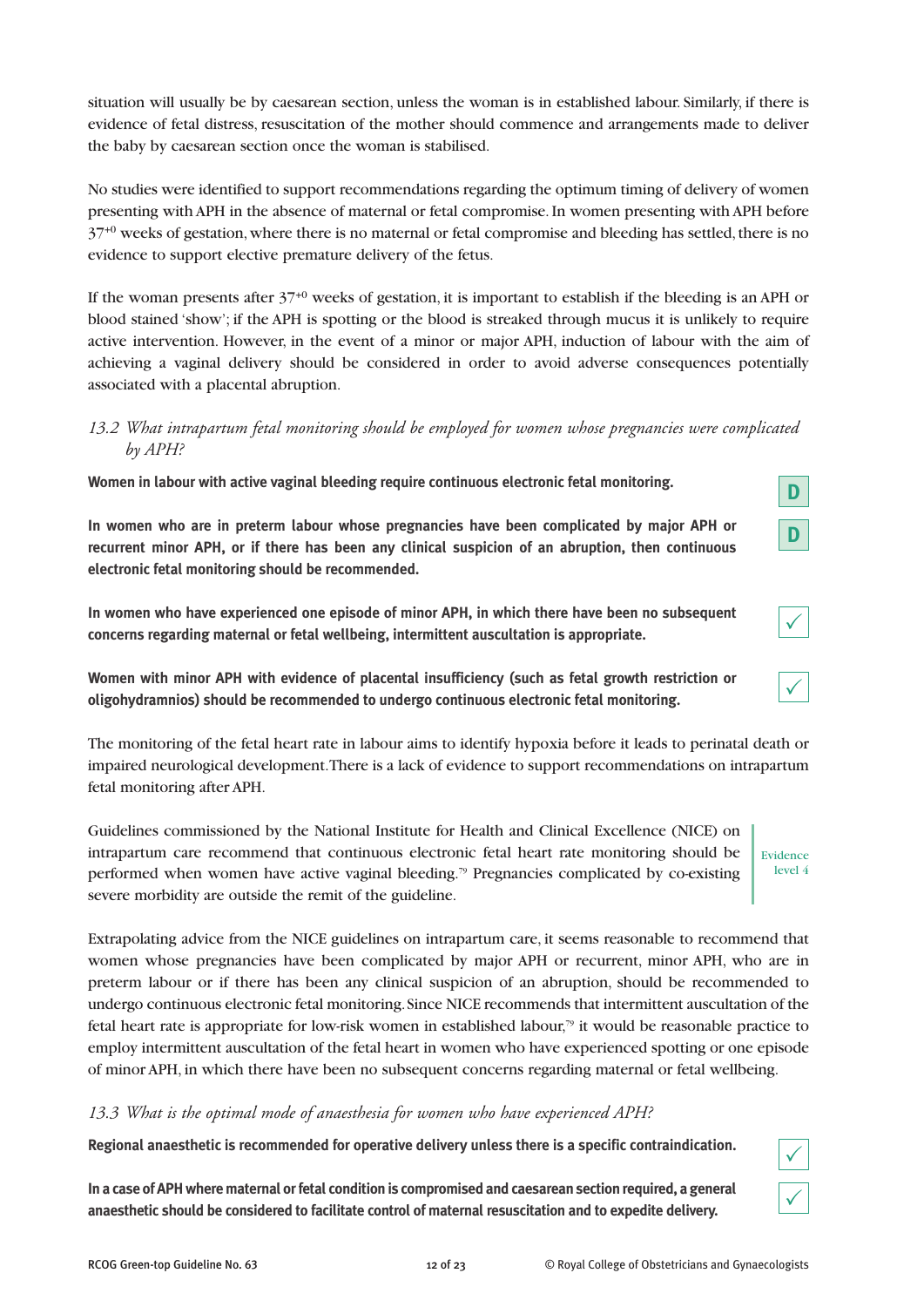situation will usually be by caesarean section, unless the woman is in established labour. Similarly, if there is evidence of fetal distress, resuscitation of the mother should commence and arrangements made to deliver the baby by caesarean section once the woman is stabilised.

No studies were identified to support recommendations regarding the optimum timing of delivery of women presenting with APH in the absence of maternal or fetal compromise. In women presenting with APH before $37^{+0}$ weeks of gestation, where there is no maternal or fetal compromise and bleeding has settled, there is no evidence to support elective premature delivery of the fetus.

If the woman presents after $37^{+0}$ weeks of gestation, it is important to establish if the bleeding is an APH or blood stained 'show'; if the APH is spotting or the blood is streaked through mucus it is unlikely to require active intervention. However, in the event of a minor or major APH, induction of labour with the aim of achieving a vaginal delivery should be considered in order to avoid adverse consequences potentially associated with a placental abruption.

### *13.2 What intrapartum fetal monitoring should be employed for women whose pregnancies were complicated by APH?*

**Women in labour with active vaginal bleeding require continuous electronic fetal monitoring.** D

**In women who are in preterm labour whose pregnancies have been complicated by major APH or recurrent minor APH, or if there has been any clinical suspicion of an abruption, then continuous electronic fetal monitoring should be recommended.** D

**In women who have experienced one episode of minor APH, in which there have been no subsequent concerns regarding maternal or fetal wellbeing, intermittent auscultation is appropriate.** ✓

**Women with minor APH with evidence of placental insufficiency (such as fetal growth restriction or oligohydramnios) should be recommended to undergo continuous electronic fetal monitoring.** ✓

The monitoring of the fetal heart rate in labour aims to identify hypoxia before it leads to perinatal death or impaired neurological development. There is a lack of evidence to support recommendations on intrapartum fetal monitoring after APH.

Guidelines commissioned by the National Institute for Health and Clinical Excellence (NICE) on intrapartum care recommend that continuous electronic fetal heart rate monitoring should be performed when women have active vaginal bleeding.[79] Pregnancies complicated by co-existing severe morbidity are outside the remit of the guideline.

Evidence level 4

Extrapolating advice from the NICE guidelines on intrapartum care, it seems reasonable to recommend that women whose pregnancies have been complicated by major APH or recurrent, minor APH, who are in preterm labour or if there has been any clinical suspicion of an abruption, should be recommended to undergo continuous electronic fetal monitoring. Since NICE recommends that intermittent auscultation of the fetal heart rate is appropriate for low-risk women in established labour,[79] it would be reasonable practice to employ intermittent auscultation of the fetal heart in women who have experienced spotting or one episode of minor APH, in which there have been no subsequent concerns regarding maternal or fetal wellbeing.

### *13.3 What is the optimal mode of anaesthesia for women who have experienced APH?*

**Regional anaesthetic is recommended for operative delivery unless there is a specific contraindication.** ✓

**In a case of APH where maternal or fetal condition is compromised and caesarean section required, a general anaesthetic should be considered to facilitate control of maternal resuscitation and to expedite delivery.** ✓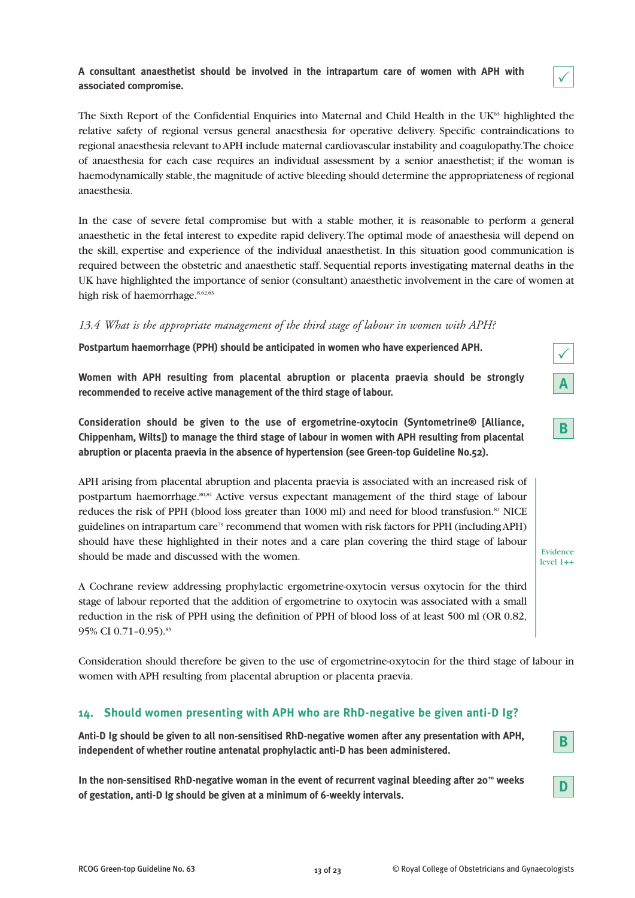**A consultant anaesthetist should be involved in the intrapartum care of women with APH with associated compromise.** ✓

The Sixth Report of the Confidential Enquiries into Maternal and Child Health in the UK[63] highlighted the relative safety of regional versus general anaesthesia for operative delivery. Specific contraindications to regional anaesthesia relevant to APH include maternal cardiovascular instability and coagulopathy. The choice of anaesthesia for each case requires an individual assessment by a senior anaesthetist; if the woman is haemodynamically stable, the magnitude of active bleeding should determine the appropriateness of regional anaesthesia.

In the case of severe fetal compromise but with a stable mother, it is reasonable to perform a general anaesthetic in the fetal interest to expedite rapid delivery. The optimal mode of anaesthesia will depend on the skill, expertise and experience of the individual anaesthetist. In this situation good communication is required between the obstetric and anaesthetic staff. Sequential reports investigating maternal deaths in the UK have highlighted the importance of senior (consultant) anaesthetic involvement in the care of women at high risk of haemorrhage.[8,62,63]

### *13.4 What is the appropriate management of the third stage of labour in women with APH?*

**Postpartum haemorrhage (PPH) should be anticipated in women who have experienced APH.** ✓

**Women with APH resulting from placental abruption or placenta praevia should be strongly recommended to receive active management of the third stage of labour.** **A**

**Consideration should be given to the use of ergometrine-oxytocin (Syntometrine® [Alliance, Chippenham, Wilts]) to manage the third stage of labour in women with APH resulting from placental abruption or placenta praevia in the absence of hypertension (see Green-top Guideline No.52).** **B**

APH arising from placental abruption and placenta praevia is associated with an increased risk of postpartum haemorrhage.[80,81] Active versus expectant management of the third stage of labour reduces the risk of PPH (blood loss greater than 1000 ml) and need for blood transfusion.[82] NICE guidelines on intrapartum care[79] recommend that women with risk factors for PPH (including APH) should have these highlighted in their notes and a care plan covering the third stage of labour should be made and discussed with the women.

A Cochrane review addressing prophylactic ergometrine-oxytocin versus oxytocin for the third stage of labour reported that the addition of ergometrine to oxytocin was associated with a small reduction in the risk of PPH using the definition of PPH of blood loss of at least 500 ml (OR 0.82, 95% CI 0.71–0.95).[83]

Evidence level 1++

Consideration should therefore be given to the use of ergometrine-oxytocin for the third stage of labour in women with APH resulting from placental abruption or placenta praevia.

## 14. Should women presenting with APH who are RhD-negative be given anti-D Ig?

**Anti-D Ig should be given to all non-sensitised RhD-negative women after any presentation with APH, independent of whether routine antenatal prophylactic anti-D has been administered.** **B**

**In the non-sensitised RhD-negative woman in the event of recurrent vaginal bleeding after 20$^{+0}$ weeks of gestation, anti-D Ig should be given at a minimum of 6-weekly intervals.** **D**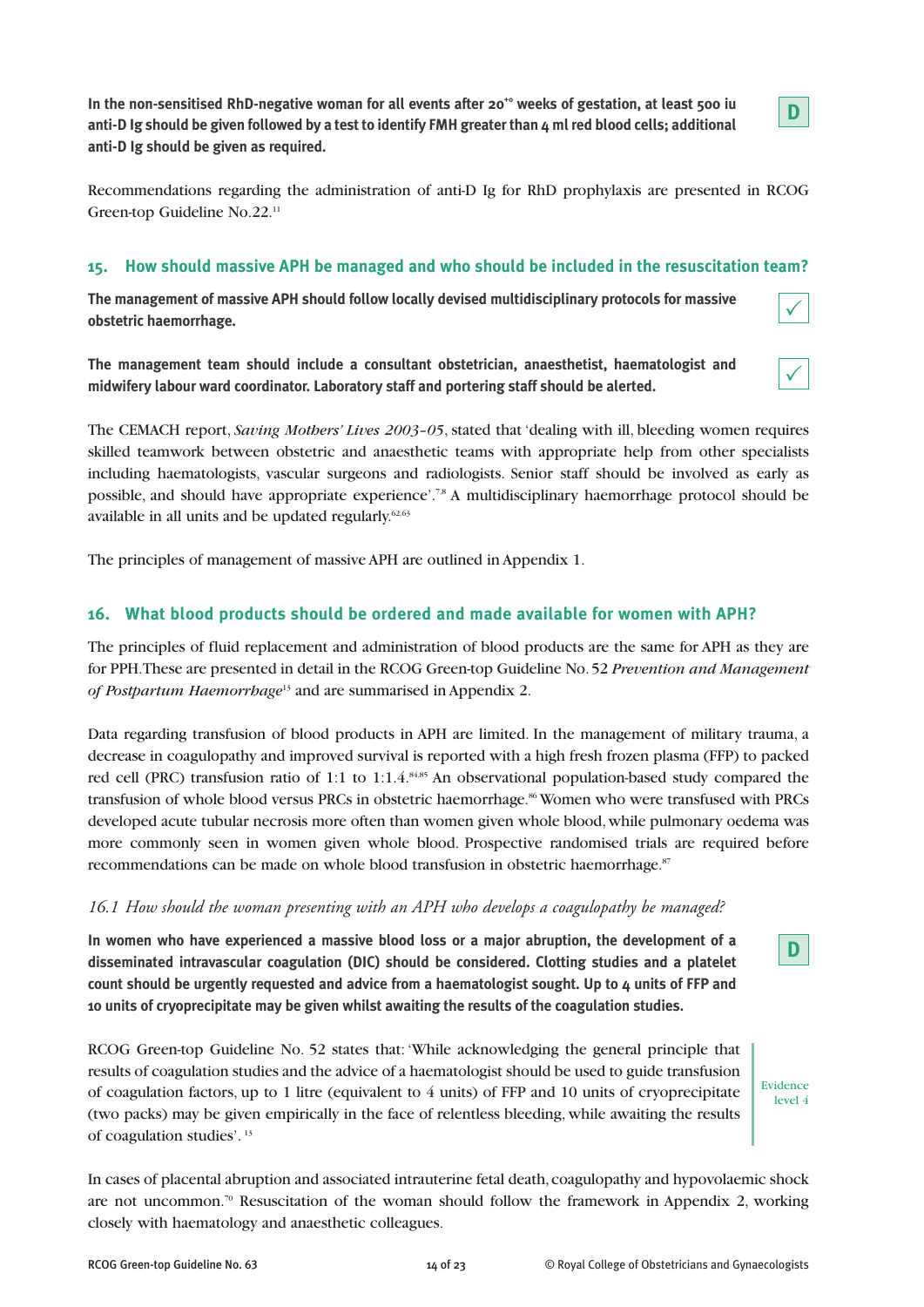**In the non-sensitised RhD-negative woman for all events after $20^{+0}$ weeks of gestation, at least 500 iu anti-D Ig should be given followed by a test to identify FMH greater than 4 ml red blood cells; additional anti-D Ig should be given as required.**

D

Recommendations regarding the administration of anti-D Ig for RhD prophylaxis are presented in RCOG Green-top Guideline No.22.[11]

## 15. How should massive APH be managed and who should be included in the resuscitation team?

**The management of massive APH should follow locally devised multidisciplinary protocols for massive obstetric haemorrhage.**

✓

**The management team should include a consultant obstetrician, anaesthetist, haematologist and midwifery labour ward coordinator. Laboratory staff and portering staff should be alerted.**

✓

The CEMACH report, *Saving Mothers' Lives 2003–05*, stated that 'dealing with ill, bleeding women requires skilled teamwork between obstetric and anaesthetic teams with appropriate help from other specialists including haematologists, vascular surgeons and radiologists. Senior staff should be involved as early as possible, and should have appropriate experience'.[7,8] A multidisciplinary haemorrhage protocol should be available in all units and be updated regularly.[62,63]

The principles of management of massive APH are outlined in Appendix 1.

## 16. What blood products should be ordered and made available for women with APH?

The principles of fluid replacement and administration of blood products are the same for APH as they are for PPH. These are presented in detail in the RCOG Green-top Guideline No. 52 *Prevention and Management of Postpartum Haemorrhage*[13] and are summarised in Appendix 2.

Data regarding transfusion of blood products in APH are limited. In the management of military trauma, a decrease in coagulopathy and improved survival is reported with a high fresh frozen plasma (FFP) to packed red cell (PRC) transfusion ratio of 1:1 to 1:1.4.[84,85] An observational population-based study compared the transfusion of whole blood versus PRCs in obstetric haemorrhage.[86] Women who were transfused with PRCs developed acute tubular necrosis more often than women given whole blood, while pulmonary oedema was more commonly seen in women given whole blood. Prospective randomised trials are required before recommendations can be made on whole blood transfusion in obstetric haemorrhage.[87]

### *16.1 How should the woman presenting with an APH who develops a coagulopathy be managed?*

**In women who have experienced a massive blood loss or a major abruption, the development of a disseminated intravascular coagulation (DIC) should be considered. Clotting studies and a platelet count should be urgently requested and advice from a haematologist sought. Up to 4 units of FFP and 10 units of cryoprecipitate may be given whilst awaiting the results of the coagulation studies.**

D

RCOG Green-top Guideline No. 52 states that: 'While acknowledging the general principle that results of coagulation studies and the advice of a haematologist should be used to guide transfusion of coagulation factors, up to 1 litre (equivalent to 4 units) of FFP and 10 units of cryoprecipitate (two packs) may be given empirically in the face of relentless bleeding, while awaiting the results of coagulation studies'.[13]

Evidence level 4

In cases of placental abruption and associated intrauterine fetal death, coagulopathy and hypovolaemic shock are not uncommon.[70] Resuscitation of the woman should follow the framework in Appendix 2, working closely with haematology and anaesthetic colleagues.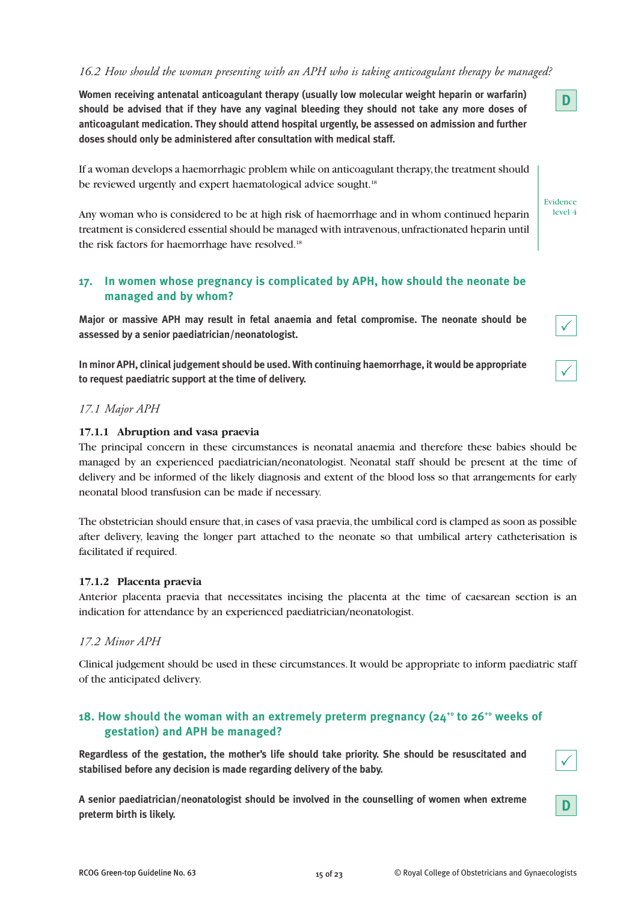*16.2 How should the woman presenting with an APH who is taking anticoagulant therapy be managed?*

**Women receiving antenatal anticoagulant therapy (usually low molecular weight heparin or warfarin) should be advised that if they have any vaginal bleeding they should not take any more doses of anticoagulant medication. They should attend hospital urgently, be assessed on admission and further doses should only be administered after consultation with medical staff.**

**D**

If a woman develops a haemorrhagic problem while on anticoagulant therapy, the treatment should be reviewed urgently and expert haematological advice sought.[18]

Any woman who is considered to be at high risk of haemorrhage and in whom continued heparin treatment is considered essential should be managed with intravenous, unfractionated heparin until the risk factors for haemorrhage have resolved.[18]

Evidence level 4

## 17. In women whose pregnancy is complicated by APH, how should the neonate be managed and by whom?

**Major or massive APH may result in fetal anaemia and fetal compromise. The neonate should be assessed by a senior paediatrician/neonatologist.**

✓

**In minor APH, clinical judgement should be used. With continuing haemorrhage, it would be appropriate to request paediatric support at the time of delivery.**

✓

*17.1 Major APH*

### 17.1.1 Abruption and vasa praevia

The principal concern in these circumstances is neonatal anaemia and therefore these babies should be managed by an experienced paediatrician/neonatologist. Neonatal staff should be present at the time of delivery and be informed of the likely diagnosis and extent of the blood loss so that arrangements for early neonatal blood transfusion can be made if necessary.

The obstetrician should ensure that, in cases of vasa praevia, the umbilical cord is clamped as soon as possible after delivery, leaving the longer part attached to the neonate so that umbilical artery catheterisation is facilitated if required.

### 17.1.2 Placenta praevia

Anterior placenta praevia that necessitates incising the placenta at the time of caesarean section is an indication for attendance by an experienced paediatrician/neonatologist.

*17.2 Minor APH*

Clinical judgement should be used in these circumstances. It would be appropriate to inform paediatric staff of the anticipated delivery.

## 18. How should the woman with an extremely preterm pregnancy ($24^{+0}$ to $26^{+0}$ weeks of gestation) and APH be managed?

**Regardless of the gestation, the mother's life should take priority. She should be resuscitated and stabilised before any decision is made regarding delivery of the baby.**

✓

**A senior paediatrician/neonatologist should be involved in the counselling of women when extreme preterm birth is likely.**

**D**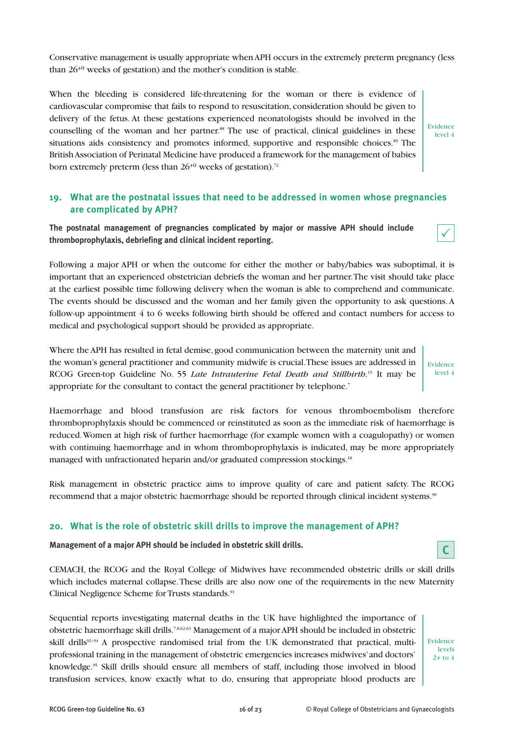Conservative management is usually appropriate when APH occurs in the extremely preterm pregnancy (less than $26^{+0}$ weeks of gestation) and the mother's condition is stable.

When the bleeding is considered life-threatening for the woman or there is evidence of cardiovascular compromise that fails to respond to resuscitation, consideration should be given to delivery of the fetus. At these gestations experienced neonatologists should be involved in the counselling of the woman and her partner.[88] The use of practical, clinical guidelines in these situations aids consistency and promotes informed, supportive and responsible choices.[89] The British Association of Perinatal Medicine have produced a framework for the management of babies born extremely preterm (less than $26^{+0}$ weeks of gestation).[72]

Evidence level 4

## 19. What are the postnatal issues that need to be addressed in women whose pregnancies are complicated by APH?

**The postnatal management of pregnancies complicated by major or massive APH should include thromboprophylaxis, debriefing and clinical incident reporting.**

✓

Following a major APH or when the outcome for either the mother or baby/babies was suboptimal, it is important that an experienced obstetrician debriefs the woman and her partner. The visit should take place at the earliest possible time following delivery when the woman is able to comprehend and communicate. The events should be discussed and the woman and her family given the opportunity to ask questions. A follow-up appointment 4 to 6 weeks following birth should be offered and contact numbers for access to medical and psychological support should be provided as appropriate.

Where the APH has resulted in fetal demise, good communication between the maternity unit and the woman's general practitioner and community midwife is crucial. These issues are addressed in RCOG Green-top Guideline No. 55 *Late Intrauterine Fetal Death and Stillbirth*.[15] It may be appropriate for the consultant to contact the general practitioner by telephone.[7]

Evidence level 4

Haemorrhage and blood transfusion are risk factors for venous thromboembolism therefore thromboprophylaxis should be commenced or reinstituted as soon as the immediate risk of haemorrhage is reduced. Women at high risk of further haemorrhage (for example women with a coagulopathy) or women with continuing haemorrhage and in whom thromboprophylaxis is indicated, may be more appropriately managed with unfractionated heparin and/or graduated compression stockings.[18]

Risk management in obstetric practice aims to improve quality of care and patient safety. The RCOG recommend that a major obstetric haemorrhage should be reported through clinical incident systems.[90]

## 20. What is the role of obstetric skill drills to improve the management of APH?

**Management of a major APH should be included in obstetric skill drills.**

C

CEMACH, the RCOG and the Royal College of Midwives have recommended obstetric drills or skill drills which includes maternal collapse. These drills are also now one of the requirements in the new Maternity Clinical Negligence Scheme for Trusts standards.[91]

Sequential reports investigating maternal deaths in the UK have highlighted the importance of obstetric haemorrhage skill drills.[7,8,62,63] Management of a major APH should be included in obstetric skill drills[92–94] A prospective randomised trial from the UK demonstrated that practical, multi-professional training in the management of obstetric emergencies increases midwives' and doctors' knowledge.[95] Skill drills should ensure all members of staff, including those involved in blood transfusion services, know exactly what to do, ensuring that appropriate blood products are

Evidence levels 2+ to 4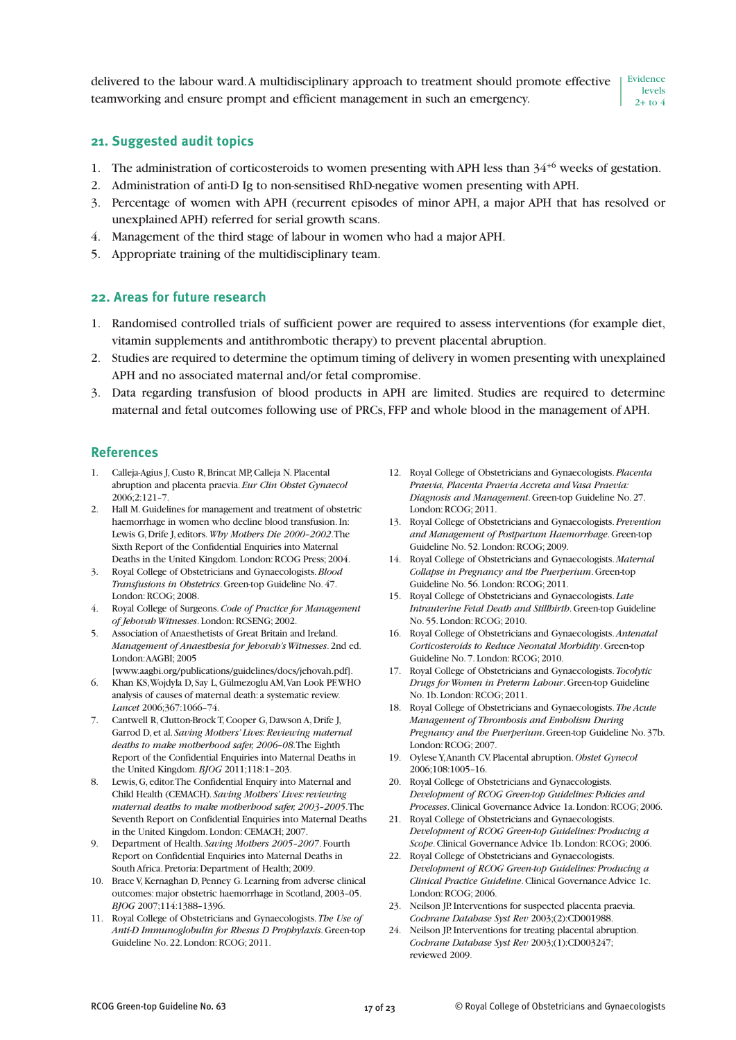delivered to the labour ward. A multidisciplinary approach to treatment should promote effective teamworking and ensure prompt and efficient management in such an emergency.

Evidence levels 2+ to 4

## 21. Suggested audit topics

1. The administration of corticosteroids to women presenting with APH less than $34^{+6}$ weeks of gestation.
2. Administration of anti-D Ig to non-sensitised RhD-negative women presenting with APH.
3. Percentage of women with APH (recurrent episodes of minor APH, a major APH that has resolved or unexplained APH) referred for serial growth scans.
4. Management of the third stage of labour in women who had a major APH.
5. Appropriate training of the multidisciplinary team.

## 22. Areas for future research

1. Randomised controlled trials of sufficient power are required to assess interventions (for example diet, vitamin supplements and antithrombotic therapy) to prevent placental abruption.
2. Studies are required to determine the optimum timing of delivery in women presenting with unexplained APH and no associated maternal and/or fetal compromise.
3. Data regarding transfusion of blood products in APH are limited. Studies are required to determine maternal and fetal outcomes following use of PRCs, FFP and whole blood in the management of APH.

## References

1. Calleja-Agius J, Custo R, Brincat MP, Calleja N. Placental abruption and placenta praevia. *Eur Clin Obstet Gynaecol* 2006;2:121–7.
2. Hall M. Guidelines for management and treatment of obstetric haemorrhage in women who decline blood transfusion. In: Lewis G, Drife J, editors. *Why Mothers Die 2000–2002*. The Sixth Report of the Confidential Enquiries into Maternal Deaths in the United Kingdom. London: RCOG Press; 2004.
3. Royal College of Obstetricians and Gynaecologists. *Blood Transfusions in Obstetrics*. Green-top Guideline No. 47. London: RCOG; 2008.
4. Royal College of Surgeons. *Code of Practice for Management of Jehovah Witnesses*. London: RCSENG; 2002.
5. Association of Anaesthetists of Great Britain and Ireland. *Management of Anaesthesia for Jehovah's Witnesses*. 2nd ed. London: AAGBI; 2005 [www.aagbi.org/publications/guidelines/docs/jehovah.pdf].
6. Khan KS, Wojdyla D, Say L, Gülmezoglu AM, Van Look PF. WHO analysis of causes of maternal death: a systematic review. *Lancet* 2006;367:1066–74.
7. Cantwell R, Clutton-Brock T, Cooper G, Dawson A, Drife J, Garrod D, et al. *Saving Mothers' Lives: Reviewing maternal deaths to make motherhood safer, 2006–08*. The Eighth Report of the Confidential Enquiries into Maternal Deaths in the United Kingdom. *BJOG* 2011;118:1–203.
8. Lewis, G, editor. The Confidential Enquiry into Maternal and Child Health (CEMACH). *Saving Mothers' Lives: reviewing maternal deaths to make motherhood safer, 2003–2005*. The Seventh Report on Confidential Enquiries into Maternal Deaths in the United Kingdom. London: CEMACH; 2007.
9. Department of Health. *Saving Mothers 2005–2007*. Fourth Report on Confidential Enquiries into Maternal Deaths in South Africa. Pretoria: Department of Health; 2009.
10. Brace V, Kernaghan D, Penney G. Learning from adverse clinical outcomes: major obstetric haemorrhage in Scotland, 2003–05. *BJOG* 2007;114:1388–1396.
11. Royal College of Obstetricians and Gynaecologists. *The Use of Anti-D Immunoglobulin for Rhesus D Prophylaxis*. Green-top Guideline No. 22. London: RCOG; 2011.
12. Royal College of Obstetricians and Gynaecologists. *Placenta Praevia, Placenta Praevia Accreta and Vasa Praevia: Diagnosis and Management*. Green-top Guideline No. 27. London: RCOG; 2011.
13. Royal College of Obstetricians and Gynaecologists. *Prevention and Management of Postpartum Haemorrhage*. Green-top Guideline No. 52. London: RCOG; 2009.
14. Royal College of Obstetricians and Gynaecologists. *Maternal Collapse in Pregnancy and the Puerperium*. Green-top Guideline No. 56. London: RCOG; 2011.
15. Royal College of Obstetricians and Gynaecologists. *Late Intrauterine Fetal Death and Stillbirth*. Green-top Guideline No. 55. London: RCOG; 2010.
16. Royal College of Obstetricians and Gynaecologists. *Antenatal Corticosteroids to Reduce Neonatal Morbidity*. Green-top Guideline No. 7. London: RCOG; 2010.
17. Royal College of Obstetricians and Gynaecologists. *Tocolytic Drugs for Women in Preterm Labour*. Green-top Guideline No. 1b. London: RCOG; 2011.
18. Royal College of Obstetricians and Gynaecologists. *The Acute Management of Thrombosis and Embolism During Pregnancy and the Puerperium*. Green-top Guideline No. 37b. London: RCOG; 2007.
19. Oylese Y, Ananth CV. Placental abruption. *Obstet Gynecol* 2006;108:1005–16.
20. Royal College of Obstetricians and Gynaecologists. *Development of RCOG Green-top Guidelines: Policies and Processes*. Clinical Governance Advice 1a. London: RCOG; 2006.
21. Royal College of Obstetricians and Gynaecologists. *Development of RCOG Green-top Guidelines: Producing a Scope*. Clinical Governance Advice 1b. London: RCOG; 2006.
22. Royal College of Obstetricians and Gynaecologists. *Development of RCOG Green-top Guidelines: Producing a Clinical Practice Guideline*. Clinical Governance Advice 1c. London: RCOG; 2006.
23. Neilson JP. Interventions for suspected placenta praevia. *Cochrane Database Syst Rev* 2003;(2):CD001988.
24. Neilson JP. Interventions for treating placental abruption. *Cochrane Database Syst Rev* 2003;(1):CD003247; reviewed 2009.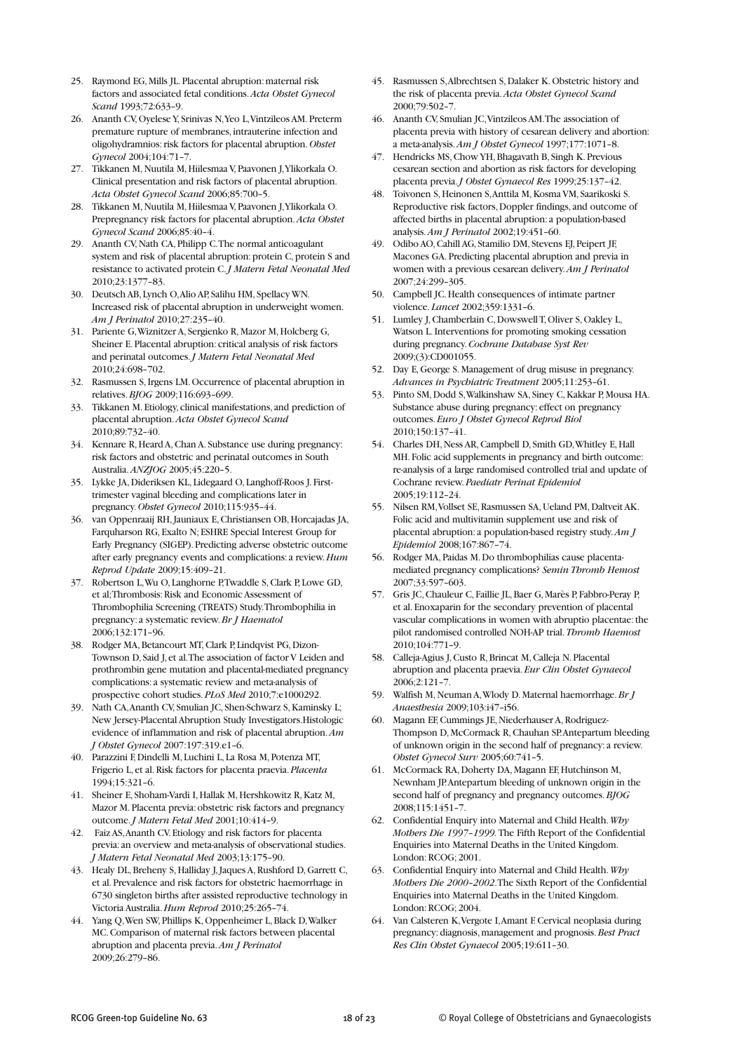25. Raymond EG, Mills JL. Placental abruption: maternal risk factors and associated fetal conditions. *Acta Obstet Gynecol Scand* 1993;72:633–9.
26. Ananth CV, Oyelese Y, Srinivas N, Yeo L, Vintzileos AM. Preterm premature rupture of membranes, intrauterine infection and oligohydramnios: risk factors for placental abruption. *Obstet Gynecol* 2004;104:71–7.
27. Tikkanen M, Nuutila M, Hiilesmaa V, Paavonen J, Ylikorkala O. Clinical presentation and risk factors of placental abruption. *Acta Obstet Gynecol Scand* 2006;85:700–5.
28. Tikkanen M, Nuutila M, Hiilesmaa V, Paavonen J, Ylikorkala O. Prepregnancy risk factors for placental abruption. *Acta Obstet Gynecol Scand* 2006;85:40–4.
29. Ananth CV, Nath CA, Philipp C. The normal anticoagulant system and risk of placental abruption: protein C, protein S and resistance to activated protein C. *J Matern Fetal Neonatal Med* 2010;23:1377–83.
30. Deutsch AB, Lynch O, Alio AP, Salihu HM, Spellacy WN. Increased risk of placental abruption in underweight women. *Am J Perinatol* 2010;27:235–40.
31. Pariente G, Wiznitzer A, Sergienko R, Mazor M, Holcberg G, Sheiner E. Placental abruption: critical analysis of risk factors and perinatal outcomes. *J Matern Fetal Neonatal Med* 2010;24:698–702.
32. Rasmussen S, Irgens LM. Occurrence of placental abruption in relatives. *BJOG* 2009;116:693–699.
33. Tikkanen M. Etiology, clinical manifestations, and prediction of placental abruption. *Acta Obstet Gynecol Scand* 2010;89:732–40.
34. Kennare R, Heard A, Chan A. Substance use during pregnancy: risk factors and obstetric and perinatal outcomes in South Australia. *ANZJOG* 2005;45:220–5.
35. Lykke JA, Dideriksen KL, Lidegaard O, Langhoff-Roos J. First-trimester vaginal bleeding and complications later in pregnancy. *Obstet Gynecol* 2010;115:935–44.
36. van Oppenraaij RH, Jauniaux E, Christiansen OB, Horcajadas JA, Farquharson RG, Exalto N; ESHRE Special Interest Group for Early Pregnancy (SIGEP). Predicting adverse obstetric outcome after early pregnancy events and complications: a review. *Hum Reprod Update* 2009;15:409–21.
37. Robertson L, Wu O, Langhorne P, Twaddle S, Clark P, Lowe GD, et al; Thrombosis: Risk and Economic Assessment of Thrombophilia Screening (TREATS) Study. Thrombophilia in pregnancy: a systematic review. *Br J Haematol* 2006;132:171–96.
38. Rodger MA, Betancourt MT, Clark P, Lindqvist PG, Dizon-Townson D, Said J, et al. The association of factor V Leiden and prothrombin gene mutation and placental-mediated pregnancy complications: a systematic review and meta-analysis of prospective cohort studies. *PLoS Med* 2010;7:e1000292.
39. Nath CA, Ananth CV, Smulian JC, Shen-Schwarz S, Kaminsky L; New Jersey-Placental Abruption Study Investigators. Histologic evidence of inflammation and risk of placental abruption. *Am J Obstet Gynecol* 2007:197:319.e1–6.
40. Parazzini F, Dindelli M, Luchini L, La Rosa M, Potenza MT, Frigerio L, et al. Risk factors for placenta praevia. *Placenta* 1994;15:321–6.
41. Sheiner E, Shoham-Vardi I, Hallak M, Hershkowitz R, Katz M, Mazor M. Placenta previa: obstetric risk factors and pregnancy outcome. *J Matern Fetal Med* 2001;10:414–9.
42. Faiz AS, Ananth CV. Etiology and risk factors for placenta previa: an overview and meta-analysis of observational studies. *J Matern Fetal Neonatal Med* 2003;13:175–90.
43. Healy DL, Breheny S, Halliday J, Jaques A, Rushford D, Garrett C, et al. Prevalence and risk factors for obstetric haemorrhage in 6730 singleton births after assisted reproductive technology in Victoria Australia. *Hum Reprod* 2010;25:265–74.
44. Yang Q, Wen SW, Phillips K, Oppenheimer L, Black D, Walker MC. Comparison of maternal risk factors between placental abruption and placenta previa. *Am J Perinatol* 2009;26:279–86.
45. Rasmussen S, Albrechtsen S, Dalaker K. Obstetric history and the risk of placenta previa. *Acta Obstet Gynecol Scand* 2000;79:502–7.
46. Ananth CV, Smulian JC, Vintzileos AM. The association of placenta previa with history of cesarean delivery and abortion: a meta-analysis. *Am J Obstet Gynecol* 1997;177:1071–8.
47. Hendricks MS, Chow YH, Bhagavath B, Singh K. Previous cesarean section and abortion as risk factors for developing placenta previa. *J Obstet Gynaecol Res* 1999;25:137–42.
48. Toivonen S, Heinonen S, Anttila M, Kosma VM, Saarikoski S. Reproductive risk factors, Doppler findings, and outcome of affected births in placental abruption: a population-based analysis. *Am J Perinatol* 2002;19:451–60.
49. Odibo AO, Cahill AG, Stamilio DM, Stevens EJ, Peipert JF, Macones GA. Predicting placental abruption and previa in women with a previous cesarean delivery. *Am J Perinatol* 2007;24:299–305.
50. Campbell JC. Health consequences of intimate partner violence. *Lancet* 2002;359:1331–6.
51. Lumley J, Chamberlain C, Dowswell T, Oliver S, Oakley L, Watson L. Interventions for promoting smoking cessation during pregnancy. *Cochrane Database Syst Rev* 2009;(3):CD001055.
52. Day E, George S. Management of drug misuse in pregnancy. *Advances in Psychiatric Treatment* 2005;11:253–61.
53. Pinto SM, Dodd S, Walkinshaw SA, Siney C, Kakkar P, Mousa HA. Substance abuse during pregnancy: effect on pregnancy outcomes. *Euro J Obstet Gynecol Reprod Biol* 2010;150:137–41.
54. Charles DH, Ness AR, Campbell D, Smith GD, Whitley E, Hall MH. Folic acid supplements in pregnancy and birth outcome: re-analysis of a large randomised controlled trial and update of Cochrane review. *Paediatr Perinat Epidemiol* 2005;19:112–24.
55. Nilsen RM, Vollset SE, Rasmussen SA, Ueland PM, Daltveit AK. Folic acid and multivitamin supplement use and risk of placental abruption: a population-based registry study. *Am J Epidemiol* 2008;167:867–74.
56. Rodger MA, Paidas M. Do thrombophilias cause placenta-mediated pregnancy complications? *Semin Thromb Hemost* 2007;33:597–603.
57. Gris JC, Chauleur C, Faillie JL, Baer G, Marès P, Fabbro-Peray P, et al. Enoxaparin for the secondary prevention of placental vascular complications in women with abruptio placentae: the pilot randomised controlled NOH-AP trial. *Thromb Haemost* 2010;104:771–9.
58. Calleja-Agius J, Custo R, Brincat M, Calleja N. Placental abruption and placenta praevia. *Eur Clin Obstet Gynaecol* 2006;2:121–7.
59. Walfish M, Neuman A, Wlody D. Maternal haemorrhage. *Br J Anaesthesia* 2009;103:i47–i56.
60. Magann EF, Cummings JE, Niederhauser A, Rodriguez-Thompson D, McCormack R, Chauhan SP. Antepartum bleeding of unknown origin in the second half of pregnancy: a review. *Obstet Gynecol Surv* 2005;60:741–5.
61. McCormack RA, Doherty DA, Magann EF, Hutchinson M, Newnham JP. Antepartum bleeding of unknown origin in the second half of pregnancy and pregnancy outcomes. *BJOG* 2008;115:1451–7.
62. Confidential Enquiry into Maternal and Child Health. *Why Mothers Die 1997–1999.* The Fifth Report of the Confidential Enquiries into Maternal Deaths in the United Kingdom. London: RCOG; 2001.
63. Confidential Enquiry into Maternal and Child Health. *Why Mothers Die 2000–2002.* The Sixth Report of the Confidential Enquiries into Maternal Deaths in the United Kingdom. London: RCOG; 2004.
64. Van Calsteren K, Vergote I, Amant F. Cervical neoplasia during pregnancy: diagnosis, management and prognosis. *Best Pract Res Clin Obstet Gynaecol* 2005;19:611–30.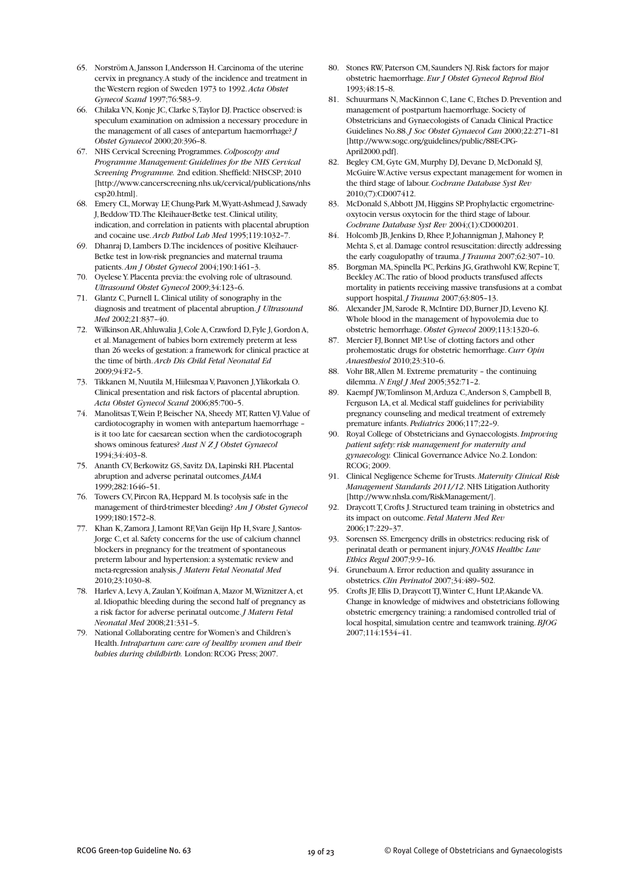65. Norström A, Jansson I, Andersson H. Carcinoma of the uterine cervix in pregnancy. A study of the incidence and treatment in the Western region of Sweden 1973 to 1992. *Acta Obstet Gynecol Scand* 1997;76:583–9.
66. Chilaka VN, Konje JC, Clarke S, Taylor DJ. Practice observed: is speculum examination on admission a necessary procedure in the management of all cases of antepartum haemorrhage? *J Obstet Gynaecol* 2000;20:396–8.
67. NHS Cervical Screening Programmes. *Colposcopy and Programme Management: Guidelines for the NHS Cervical Screening Programme.* 2nd edition. Sheffield: NHSCSP; 2010 [http://www.cancerscreening.nhs.uk/cervical/publications/nhscsp20.html].
68. Emery CL, Morway LF, Chung-Park M, Wyatt-Ashmead J, Sawady J, Beddow TD. The Kleihauer-Betke test. Clinical utility, indication, and correlation in patients with placental abruption and cocaine use. *Arch Pathol Lab Med* 1995;119:1032–7.
69. Dhanraj D, Lambers D. The incidences of positive Kleihauer-Betke test in low-risk pregnancies and maternal trauma patients. *Am J Obstet Gynecol* 2004;190:1461–3.
70. Oyelese Y. Placenta previa: the evolving role of ultrasound. *Ultrasound Obstet Gynecol* 2009;34:123–6.
71. Glantz C, Purnell L. Clinical utility of sonography in the diagnosis and treatment of placental abruption. *J Ultrasound Med* 2002;21:837–40.
72. Wilkinson AR, Ahluwalia J, Cole A, Crawford D, Fyle J, Gordon A, et al. Management of babies born extremely preterm at less than 26 weeks of gestation: a framework for clinical practice at the time of birth. *Arch Dis Child Fetal Neonatal Ed* 2009;94:F2–5.
73. Tikkanen M, Nuutila M, Hiilesmaa V, Paavonen J, Ylikorkala O. Clinical presentation and risk factors of placental abruption. *Acta Obstet Gynecol Scand* 2006;85:700–5.
74. Manolitsas T, Wein P, Beischer NA, Sheedy MT, Ratten VJ. Value of cardiotocography in women with antepartum haemorrhage – is it too late for caesarean section when the cardiotocograph shows ominous features? *Aust N Z J Obstet Gynaecol* 1994;34:403–8.
75. Ananth CV, Berkowitz GS, Savitz DA, Lapinski RH. Placental abruption and adverse perinatal outcomes. *JAMA* 1999;282:1646–51.
76. Towers CV, Pircon RA, Heppard M. Is tocolysis safe in the management of third-trimester bleeding? *Am J Obstet Gynecol* 1999;180:1572–8.
77. Khan K, Zamora J, Lamont RF, Van Geijn Hp H, Svare J, Santos-Jorge C, et al. Safety concerns for the use of calcium channel blockers in pregnancy for the treatment of spontaneous preterm labour and hypertension: a systematic review and meta-regression analysis. *J Matern Fetal Neonatal Med* 2010;23:1030–8.
78. Harlev A, Levy A, Zaulan Y, Koifman A, Mazor M, Wiznitzer A, et al. Idiopathic bleeding during the second half of pregnancy as a risk factor for adverse perinatal outcome. *J Matern Fetal Neonatal Med* 2008;21:331–5.
79. National Collaborating centre for Women's and Children's Health. *Intrapartum care: care of healthy women and their babies during childbirth.* London: RCOG Press; 2007.
80. Stones RW, Paterson CM, Saunders NJ. Risk factors for major obstetric haemorrhage. *Eur J Obstet Gynecol Reprod Biol* 1993;48:15–8.
81. Schuurmans N, MacKinnon C, Lane C, Etches D. Prevention and management of postpartum haemorrhage. Society of Obstetricians and Gynaecologists of Canada Clinical Practice Guidelines No.88. *J Soc Obstet Gynaecol Can* 2000;22:271–81 [http://www.sogc.org/guidelines/public/88E-CPG-April2000.pdf].
82. Begley CM, Gyte GM, Murphy DJ, Devane D, McDonald SJ, McGuire W. Active versus expectant management for women in the third stage of labour. *Cochrane Database Syst Rev* 2010;(7):CD007412.
83. McDonald S, Abbott JM, Higgins SP. Prophylactic ergometrine-oxytocin versus oxytocin for the third stage of labour. *Cochrane Database Syst Rev* 2004;(1):CD000201.
84. Holcomb JB, Jenkins D, Rhee P, Johannigman J, Mahoney P, Mehta S, et al. Damage control resuscitation: directly addressing the early coagulopathy of trauma. *J Trauma* 2007;62:307–10.
85. Borgman MA, Spinella PC, Perkins JG, Grathwohl KW, Repine T, Beekley AC. The ratio of blood products transfused affects mortality in patients receiving massive transfusions at a combat support hospital. *J Trauma* 2007;63:805–13.
86. Alexander JM, Sarode R, McIntire DD, Burner JD, Leveno KJ. Whole blood in the management of hypovolemia due to obstetric hemorrhage. *Obstet Gynecol* 2009;113:1320–6.
87. Mercier FJ, Bonnet MP. Use of clotting factors and other prohemostatic drugs for obstetric hemorrhage. *Curr Opin Anaesthesiol* 2010;23:310–6.
88. Vohr BR, Allen M. Extreme prematurity – the continuing dilemma. *N Engl J Med* 2005;352:71–2.
89. Kaempf JW, Tomlinson M, Arduza C, Anderson S, Campbell B, Ferguson LA, et al. Medical staff guidelines for periviability pregnancy counseling and medical treatment of extremely premature infants. *Pediatrics* 2006;117:22–9.
90. Royal College of Obstetricians and Gynaecologists. *Improving patient safety: risk management for maternity and gynaecology.* Clinical Governance Advice No.2. London: RCOG; 2009.
91. Clinical Negligence Scheme for Trusts. *Maternity Clinical Risk Management Standards 2011/12.* NHS Litigation Authority [http://www.nhsla.com/RiskManagement/].
92. Draycott T, Crofts J. Structured team training in obstetrics and its impact on outcome. *Fetal Matern Med Rev* 2006;17:229–37.
93. Sorensen SS. Emergency drills in obstetrics: reducing risk of perinatal death or permanent injury. *JONAS Healthc Law Ethics Regul* 2007;9:9–16.
94. Grunebaum A. Error reduction and quality assurance in obstetrics. *Clin Perinatol* 2007;34:489–502.
95. Crofts JF, Ellis D, Draycott TJ, Winter C, Hunt LP, Akande VA. Change in knowledge of midwives and obstetricians following obstetric emergency training: a randomised controlled trial of local hospital, simulation centre and teamwork training. *BJOG* 2007;114:1534–41.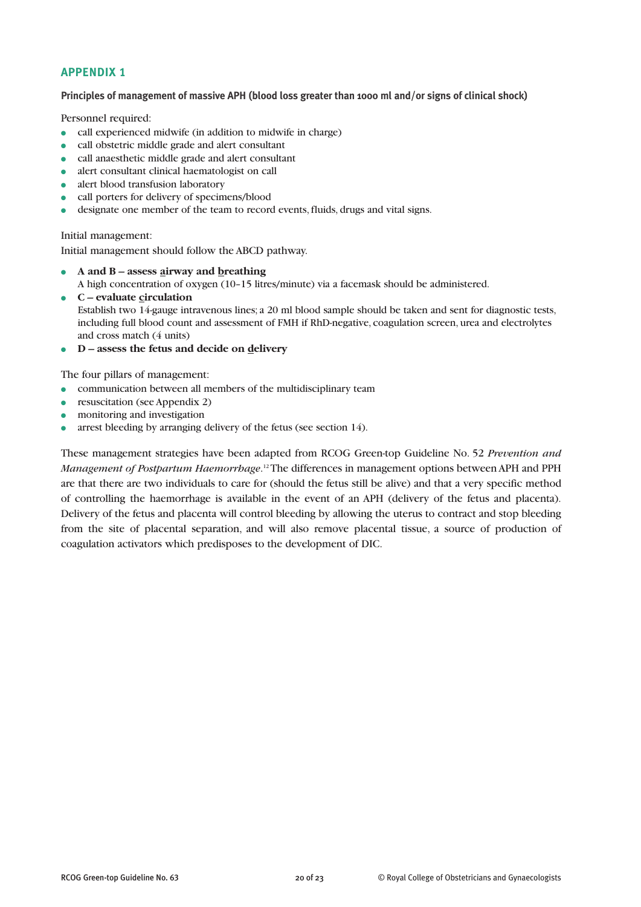## APPENDIX 1

**Principles of management of massive APH (blood loss greater than 1000 ml and/or signs of clinical shock)**

Personnel required:

- call experienced midwife (in addition to midwife in charge)
- call obstetric middle grade and alert consultant
- call anaesthetic middle grade and alert consultant
- alert consultant clinical haematologist on call
- alert blood transfusion laboratory
- call porters for delivery of specimens/blood
- designate one member of the team to record events, fluids, drugs and vital signs.

Initial management:

Initial management should follow the ABCD pathway.

- **A and B – assess airway and breathing**
  A high concentration of oxygen (10–15 litres/minute) via a facemask should be administered.
- **C – evaluate circulation**
  Establish two 14-gauge intravenous lines; a 20 ml blood sample should be taken and sent for diagnostic tests, including full blood count and assessment of FMH if RhD-negative, coagulation screen, urea and electrolytes and cross match (4 units)
- **D – assess the fetus and decide on delivery**

The four pillars of management:

- communication between all members of the multidisciplinary team
- resuscitation (see Appendix 2)
- monitoring and investigation
- arrest bleeding by arranging delivery of the fetus (see section 14).

These management strategies have been adapted from RCOG Green-top Guideline No. 52 *Prevention and Management of Postpartum Haemorrhage*.[12] The differences in management options between APH and PPH are that there are two individuals to care for (should the fetus still be alive) and that a very specific method of controlling the haemorrhage is available in the event of an APH (delivery of the fetus and placenta). Delivery of the fetus and placenta will control bleeding by allowing the uterus to contract and stop bleeding from the site of placental separation, and will also remove placental tissue, a source of production of coagulation activators which predisposes to the development of DIC.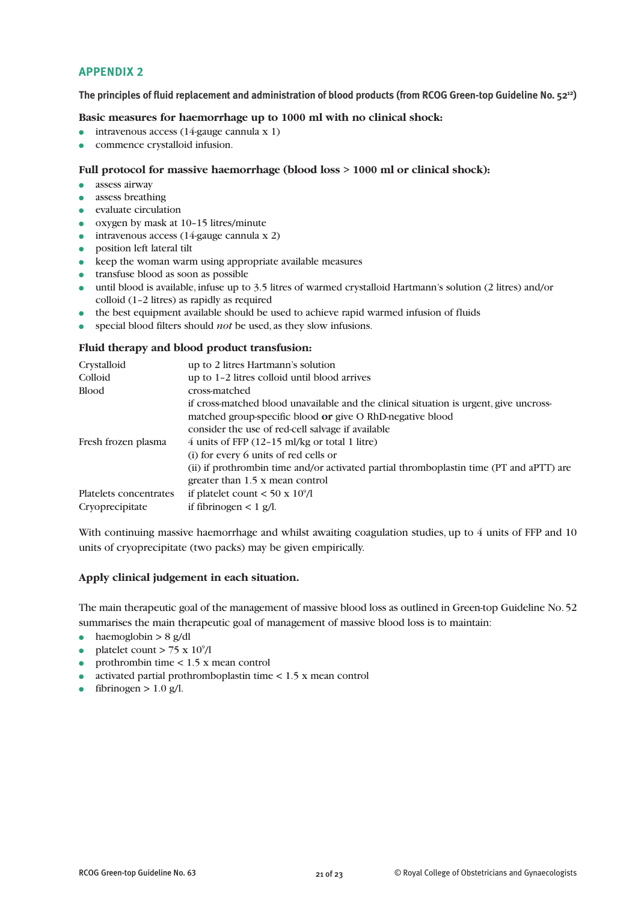## APPENDIX 2

**The principles of fluid replacement and administration of blood products (from RCOG Green-top Guideline No. 52[12])**

**Basic measures for haemorrhage up to 1000 ml with no clinical shock:**

- intravenous access (14-gauge cannula x 1)
- commence crystalloid infusion.

**Full protocol for massive haemorrhage (blood loss > 1000 ml or clinical shock):**

- assess airway
- assess breathing
- evaluate circulation
- oxygen by mask at 10–15 litres/minute
- intravenous access (14-gauge cannula x 2)
- position left lateral tilt
- keep the woman warm using appropriate available measures
- transfuse blood as soon as possible
- until blood is available, infuse up to 3.5 litres of warmed crystalloid Hartmann's solution (2 litres) and/or colloid (1–2 litres) as rapidly as required
- the best equipment available should be used to achieve rapid warmed infusion of fluids
- special blood filters should *not* be used, as they slow infusions.

**Fluid therapy and blood product transfusion:**

| | |
|---|---|
| Crystalloid | up to 2 litres Hartmann's solution |
| Colloid | up to 1–2 litres colloid until blood arrives |
| Blood | cross-matched<br>if cross-matched blood unavailable and the clinical situation is urgent, give uncross-matched group-specific blood **or** give O RhD-negative blood<br>consider the use of red-cell salvage if available |
| Fresh frozen plasma | 4 units of FFP (12–15 ml/kg or total 1 litre)<br>(i) for every 6 units of red cells or<br>(ii) if prothrombin time and/or activated partial thromboplastin time (PT and aPTT) are greater than 1.5 x mean control |
| Platelets concentrates | if platelet count < 50 x $10^9$/l |
| Cryoprecipitate | if fibrinogen < 1 g/l. |

With continuing massive haemorrhage and whilst awaiting coagulation studies, up to 4 units of FFP and 10 units of cryoprecipitate (two packs) may be given empirically.

**Apply clinical judgement in each situation.**

The main therapeutic goal of the management of massive blood loss as outlined in Green-top Guideline No. 52 summarises the main therapeutic goal of management of massive blood loss is to maintain:

- haemoglobin > 8 g/dl
- platelet count > 75 x $10^9$/l
- prothrombin time < 1.5 x mean control
- activated partial prothromboplastin time < 1.5 x mean control
- fibrinogen > 1.0 g/l.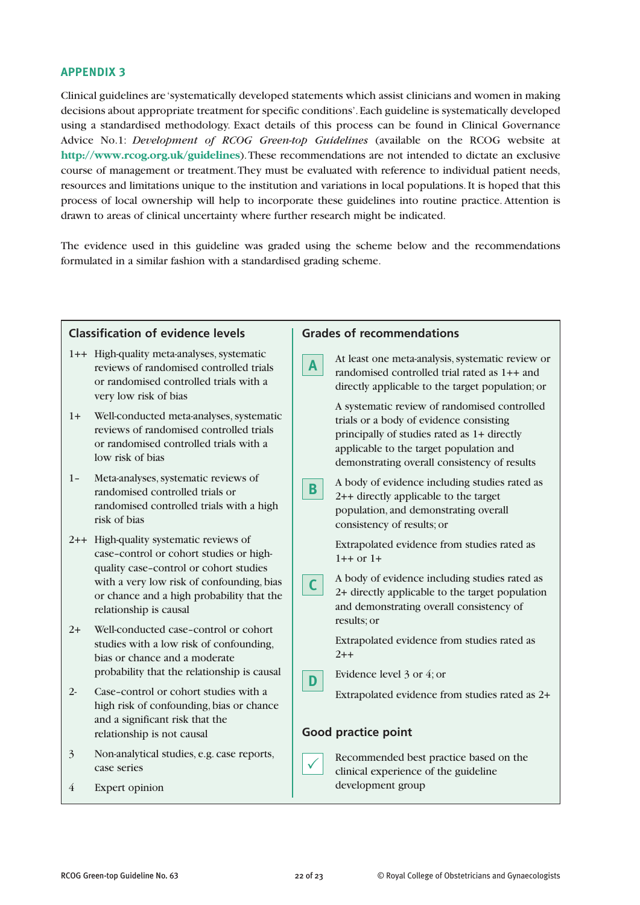## APPENDIX 3

Clinical guidelines are 'systematically developed statements which assist clinicians and women in making decisions about appropriate treatment for specific conditions'. Each guideline is systematically developed using a standardised methodology. Exact details of this process can be found in Clinical Governance Advice No.1: *Development of RCOG Green-top Guidelines* (available on the RCOG website at **http://www.rcog.org.uk/guidelines**). These recommendations are not intended to dictate an exclusive course of management or treatment. They must be evaluated with reference to individual patient needs, resources and limitations unique to the institution and variations in local populations. It is hoped that this process of local ownership will help to incorporate these guidelines into routine practice. Attention is drawn to areas of clinical uncertainty where further research might be indicated.

The evidence used in this guideline was graded using the scheme below and the recommendations formulated in a similar fashion with a standardised grading scheme.

### Classification of evidence levels

| Level | Description |
|---|---|
| 1++ | High-quality meta-analyses, systematic reviews of randomised controlled trials or randomised controlled trials with a very low risk of bias |
| 1+ | Well-conducted meta-analyses, systematic reviews of randomised controlled trials or randomised controlled trials with a low risk of bias |
| 1– | Meta-analyses, systematic reviews of randomised controlled trials or randomised controlled trials with a high risk of bias |
| 2++ | High-quality systematic reviews of case–control or cohort studies or high-quality case–control or cohort studies with a very low risk of confounding, bias or chance and a high probability that the relationship is causal |
| 2+ | Well-conducted case–control or cohort studies with a low risk of confounding, bias or chance and a moderate probability that the relationship is causal |
| 2- | Case–control or cohort studies with a high risk of confounding, bias or chance and a significant risk that the relationship is not causal |
| 3 | Non-analytical studies, e.g. case reports, case series |
| 4 | Expert opinion |

### Grades of recommendations

| Grade | Description |
|---|---|
| A | At least one meta-analysis, systematic review or randomised controlled trial rated as 1++ and directly applicable to the target population; or<br><br>A systematic review of randomised controlled trials or a body of evidence consisting principally of studies rated as 1+ directly applicable to the target population and demonstrating overall consistency of results |
| B | A body of evidence including studies rated as 2++ directly applicable to the target population, and demonstrating overall consistency of results; or<br><br>Extrapolated evidence from studies rated as 1++ or 1+ |
| C | A body of evidence including studies rated as 2+ directly applicable to the target population and demonstrating overall consistency of results; or<br><br>Extrapolated evidence from studies rated as 2++ |
| D | Evidence level 3 or 4; or<br><br>Extrapolated evidence from studies rated as 2+ |

### Good practice point

| | |
|---|---|
| ✓ | Recommended best practice based on the clinical experience of the guideline development group |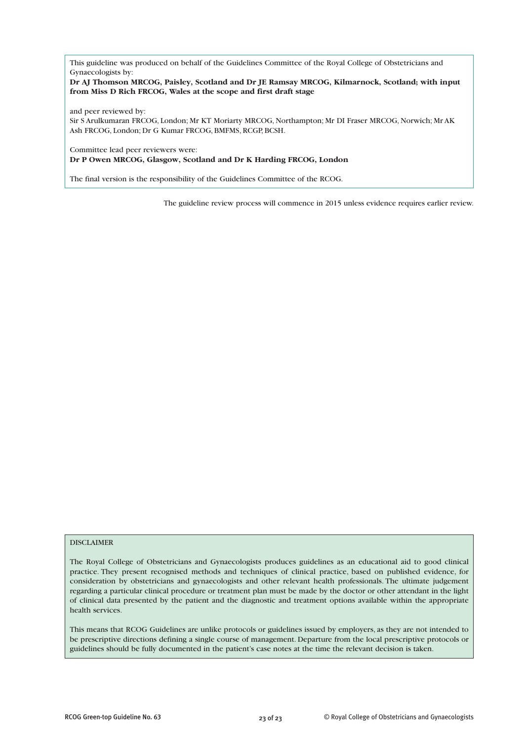This guideline was produced on behalf of the Guidelines Committee of the Royal College of Obstetricians and Gynaecologists by:

**Dr AJ Thomson MRCOG, Paisley, Scotland and Dr JE Ramsay MRCOG, Kilmarnock, Scotland; with input from Miss D Rich FRCOG, Wales at the scope and first draft stage**

and peer reviewed by:

Sir S Arulkumaran FRCOG, London; Mr KT Moriarty MRCOG, Northampton; Mr DI Fraser MRCOG, Norwich; Mr AK Ash FRCOG, London; Dr G Kumar FRCOG, BMFMS, RCGP, BCSH.

Committee lead peer reviewers were:

**Dr P Owen MRCOG, Glasgow, Scotland and Dr K Harding FRCOG, London**

The final version is the responsibility of the Guidelines Committee of the RCOG.

The guideline review process will commence in 2015 unless evidence requires earlier review.

DISCLAIMER

The Royal College of Obstetricians and Gynaecologists produces guidelines as an educational aid to good clinical practice. They present recognised methods and techniques of clinical practice, based on published evidence, for consideration by obstetricians and gynaecologists and other relevant health professionals. The ultimate judgement regarding a particular clinical procedure or treatment plan must be made by the doctor or other attendant in the light of clinical data presented by the patient and the diagnostic and treatment options available within the appropriate health services.

This means that RCOG Guidelines are unlike protocols or guidelines issued by employers, as they are not intended to be prescriptive directions defining a single course of management. Departure from the local prescriptive protocols or guidelines should be fully documented in the patient's case notes at the time the relevant decision is taken.